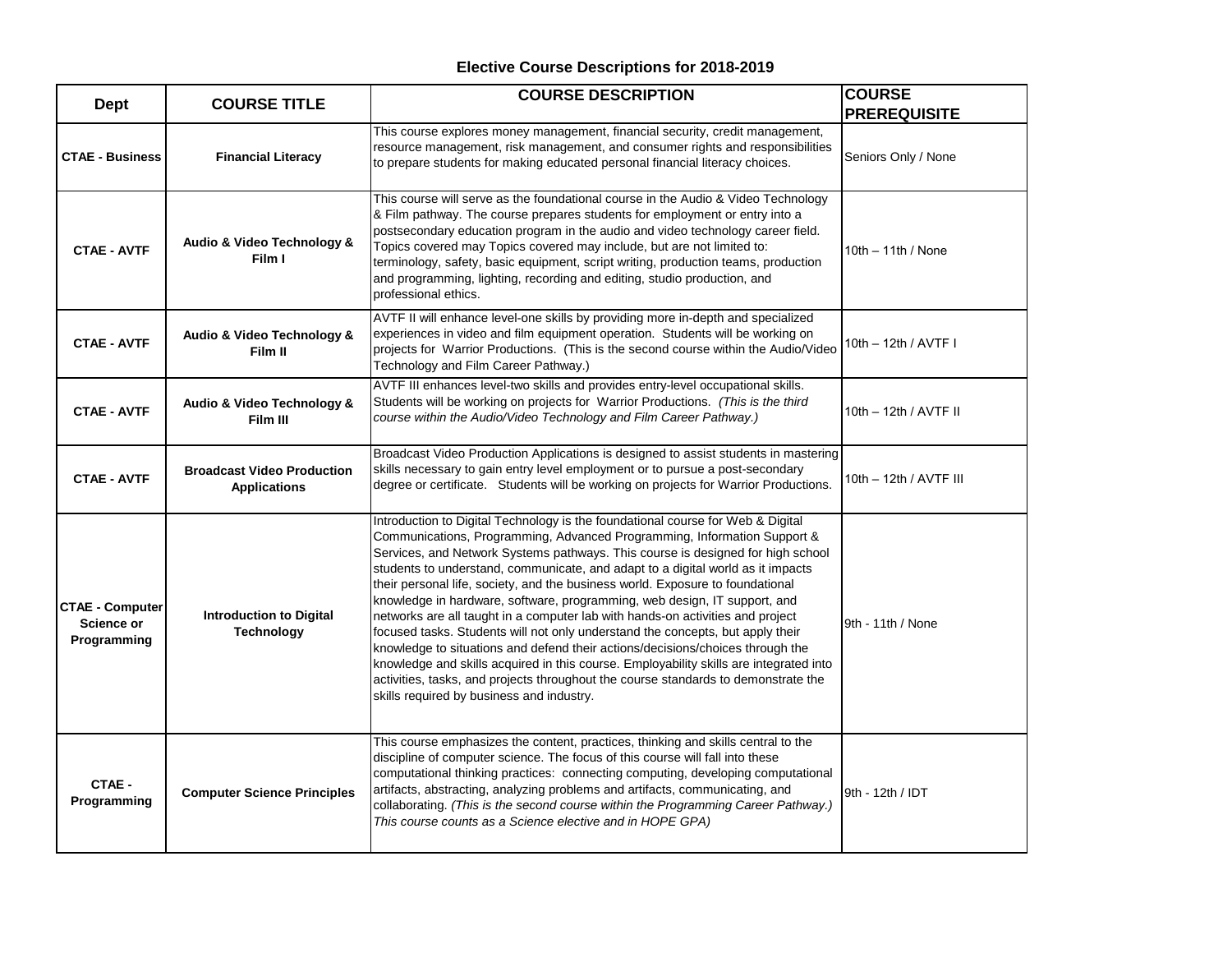# Elective Course Descriptions for 2018-2019

| Dept | COURSE TITLE | COURSE DESCRIPTION | COURSE PREREQUISITE |
|---|---|---|---|
| **CTAE - Business** | **Financial Literacy** | This course explores money management, financial security, credit management, resource management, risk management, and consumer rights and responsibilities to prepare students for making educated personal financial literacy choices. | Seniors Only / None |
| **CTAE - AVTF** | **Audio & Video Technology & Film I** | This course will serve as the foundational course in the Audio & Video Technology & Film pathway. The course prepares students for employment or entry into a postsecondary education program in the audio and video technology career field. Topics covered may Topics covered may include, but are not limited to: terminology, safety, basic equipment, script writing, production teams, production and programming, lighting, recording and editing, studio production, and professional ethics. | 10th – 11th / None |
| **CTAE - AVTF** | **Audio & Video Technology & Film II** | AVTF II will enhance level-one skills by providing more in-depth and specialized experiences in video and film equipment operation. Students will be working on projects for Warrior Productions. (This is the second course within the Audio/Video Technology and Film Career Pathway.) | 10th – 12th / AVTF I |
| **CTAE - AVTF** | **Audio & Video Technology & Film III** | AVTF III enhances level-two skills and provides entry-level occupational skills. Students will be working on projects for Warrior Productions. *(This is the third course within the Audio/Video Technology and Film Career Pathway.)* | 10th – 12th / AVTF II |
| **CTAE - AVTF** | **Broadcast Video Production Applications** | Broadcast Video Production Applications is designed to assist students in mastering skills necessary to gain entry level employment or to pursue a post-secondary degree or certificate. Students will be working on projects for Warrior Productions. | 10th – 12th / AVTF III |
| **CTAE - Computer Science or Programming** | **Introduction to Digital Technology** | Introduction to Digital Technology is the foundational course for Web & Digital Communications, Programming, Advanced Programming, Information Support & Services, and Network Systems pathways. This course is designed for high school students to understand, communicate, and adapt to a digital world as it impacts their personal life, society, and the business world. Exposure to foundational knowledge in hardware, software, programming, web design, IT support, and networks are all taught in a computer lab with hands-on activities and project focused tasks. Students will not only understand the concepts, but apply their knowledge to situations and defend their actions/decisions/choices through the knowledge and skills acquired in this course. Employability skills are integrated into activities, tasks, and projects throughout the course standards to demonstrate the skills required by business and industry. | 9th - 11th / None |
| **CTAE - Programming** | **Computer Science Principles** | This course emphasizes the content, practices, thinking and skills central to the discipline of computer science. The focus of this course will fall into these computational thinking practices: connecting computing, developing computational artifacts, abstracting, analyzing problems and artifacts, communicating, and collaborating. *(This is the second course within the Programming Career Pathway.) This course counts as a Science elective and in HOPE GPA)* | 9th - 12th / IDT |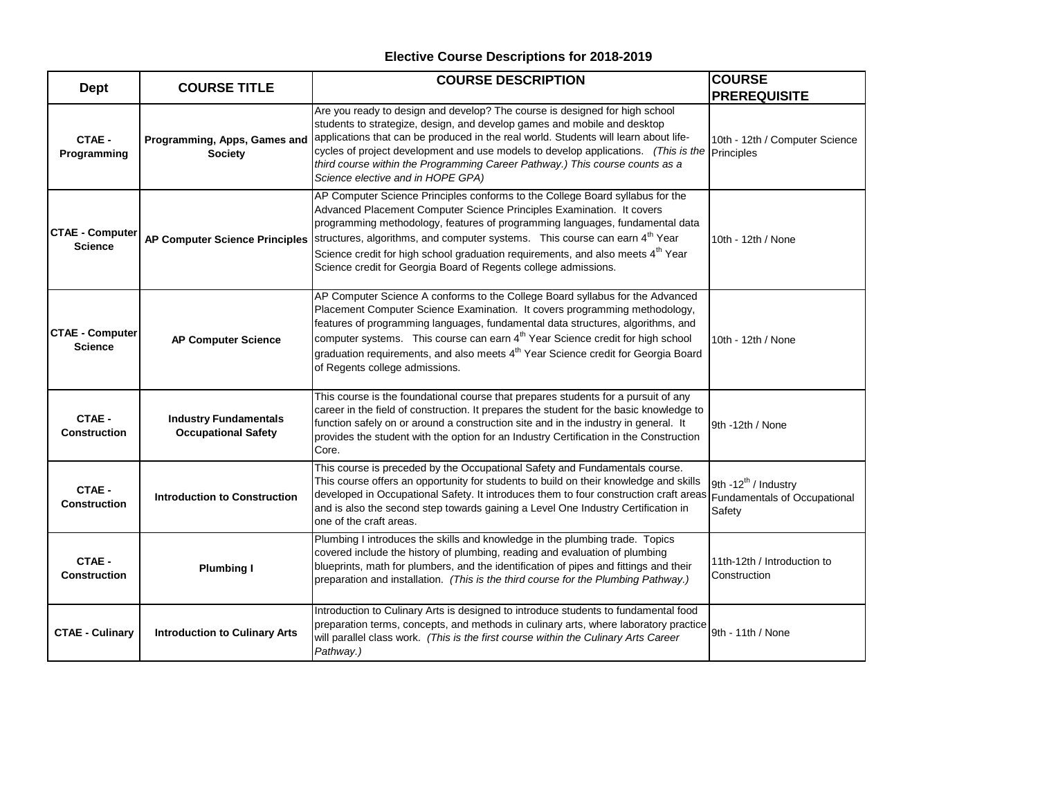## Elective Course Descriptions for 2018-2019

| Dept | COURSE TITLE | COURSE DESCRIPTION | COURSE PREREQUISITE |
|---|---|---|---|
| **CTAE - Programming** | **Programming, Apps, Games and Society** | Are you ready to design and develop? The course is designed for high school students to strategize, design, and develop games and mobile and desktop applications that can be produced in the real world. Students will learn about life-cycles of project development and use models to develop applications. *(This is the third course within the Programming Career Pathway.) This course counts as a Science elective and in HOPE GPA)* | 10th - 12th / Computer Science Principles |
| **CTAE - Computer Science** | **AP Computer Science Principles** | AP Computer Science Principles conforms to the College Board syllabus for the Advanced Placement Computer Science Principles Examination. It covers programming methodology, features of programming languages, fundamental data structures, algorithms, and computer systems. This course can earn 4th Year Science credit for high school graduation requirements, and also meets 4th Year Science credit for Georgia Board of Regents college admissions. | 10th - 12th / None |
| **CTAE - Computer Science** | **AP Computer Science** | AP Computer Science A conforms to the College Board syllabus for the Advanced Placement Computer Science Examination. It covers programming methodology, features of programming languages, fundamental data structures, algorithms, and computer systems. This course can earn 4th Year Science credit for high school graduation requirements, and also meets 4th Year Science credit for Georgia Board of Regents college admissions. | 10th - 12th / None |
| **CTAE - Construction** | **Industry Fundamentals Occupational Safety** | This course is the foundational course that prepares students for a pursuit of any career in the field of construction. It prepares the student for the basic knowledge to function safely on or around a construction site and in the industry in general. It provides the student with the option for an Industry Certification in the Construction Core. | 9th -12th / None |
| **CTAE - Construction** | **Introduction to Construction** | This course is preceded by the Occupational Safety and Fundamentals course. This course offers an opportunity for students to build on their knowledge and skills developed in Occupational Safety. It introduces them to four construction craft areas and is also the second step towards gaining a Level One Industry Certification in one of the craft areas. | 9th -12th / Industry Fundamentals of Occupational Safety |
| **CTAE - Construction** | **Plumbing I** | Plumbing I introduces the skills and knowledge in the plumbing trade. Topics covered include the history of plumbing, reading and evaluation of plumbing blueprints, math for plumbers, and the identification of pipes and fittings and their preparation and installation. *(This is the third course for the Plumbing Pathway.)* | 11th-12th / Introduction to Construction |
| **CTAE - Culinary** | **Introduction to Culinary Arts** | Introduction to Culinary Arts is designed to introduce students to fundamental food preparation terms, concepts, and methods in culinary arts, where laboratory practice will parallel class work. *(This is the first course within the Culinary Arts Career Pathway.)* | 9th - 11th / None |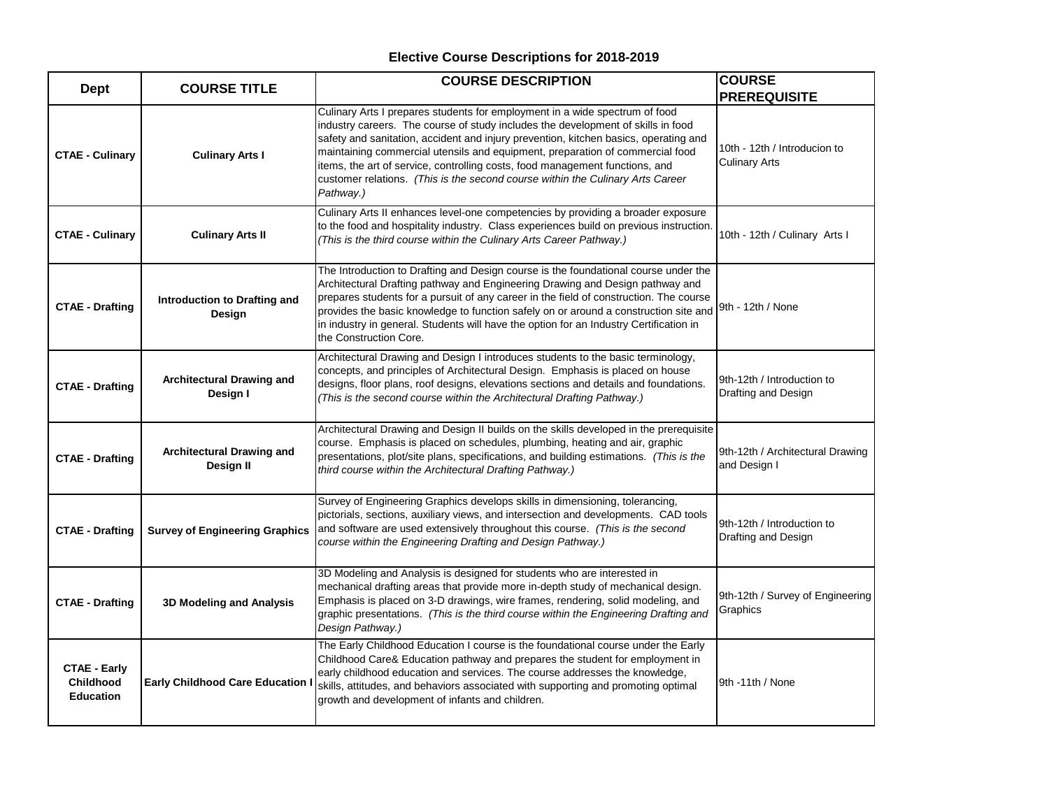# Elective Course Descriptions for 2018-2019

| Dept | COURSE TITLE | COURSE DESCRIPTION | COURSE PREREQUISITE |
|---|---|---|---|
| **CTAE - Culinary** | **Culinary Arts I** | Culinary Arts I prepares students for employment in a wide spectrum of food industry careers. The course of study includes the development of skills in food safety and sanitation, accident and injury prevention, kitchen basics, operating and maintaining commercial utensils and equipment, preparation of commercial food items, the art of service, controlling costs, food management functions, and customer relations. *(This is the second course within the Culinary Arts Career Pathway.)* | 10th - 12th / Introducion to Culinary Arts |
| **CTAE - Culinary** | **Culinary Arts II** | Culinary Arts II enhances level-one competencies by providing a broader exposure to the food and hospitality industry. Class experiences build on previous instruction. *(This is the third course within the Culinary Arts Career Pathway.)* | 10th - 12th / Culinary Arts I |
| **CTAE - Drafting** | **Introduction to Drafting and Design** | The Introduction to Drafting and Design course is the foundational course under the Architectural Drafting pathway and Engineering Drawing and Design pathway and prepares students for a pursuit of any career in the field of construction. The course provides the basic knowledge to function safely on or around a construction site and in industry in general. Students will have the option for an Industry Certification in the Construction Core. | 9th - 12th / None |
| **CTAE - Drafting** | **Architectural Drawing and Design I** | Architectural Drawing and Design I introduces students to the basic terminology, concepts, and principles of Architectural Design. Emphasis is placed on house designs, floor plans, roof designs, elevations sections and details and foundations. *(This is the second course within the Architectural Drafting Pathway.)* | 9th-12th / Introduction to Drafting and Design |
| **CTAE - Drafting** | **Architectural Drawing and Design II** | Architectural Drawing and Design II builds on the skills developed in the prerequisite course. Emphasis is placed on schedules, plumbing, heating and air, graphic presentations, plot/site plans, specifications, and building estimations. *(This is the third course within the Architectural Drafting Pathway.)* | 9th-12th / Architectural Drawing and Design I |
| **CTAE - Drafting** | **Survey of Engineering Graphics** | Survey of Engineering Graphics develops skills in dimensioning, tolerancing, pictorials, sections, auxiliary views, and intersection and developments. CAD tools and software are used extensively throughout this course. *(This is the second course within the Engineering Drafting and Design Pathway.)* | 9th-12th / Introduction to Drafting and Design |
| **CTAE - Drafting** | **3D Modeling and Analysis** | 3D Modeling and Analysis is designed for students who are interested in mechanical drafting areas that provide more in-depth study of mechanical design. Emphasis is placed on 3-D drawings, wire frames, rendering, solid modeling, and graphic presentations. *(This is the third course within the Engineering Drafting and Design Pathway.)* | 9th-12th / Survey of Engineering Graphics |
| **CTAE - Early Childhood Education** | **Early Childhood Care Education I** | The Early Childhood Education I course is the foundational course under the Early Childhood Care& Education pathway and prepares the student for employment in early childhood education and services. The course addresses the knowledge, skills, attitudes, and behaviors associated with supporting and promoting optimal growth and development of infants and children. | 9th -11th / None |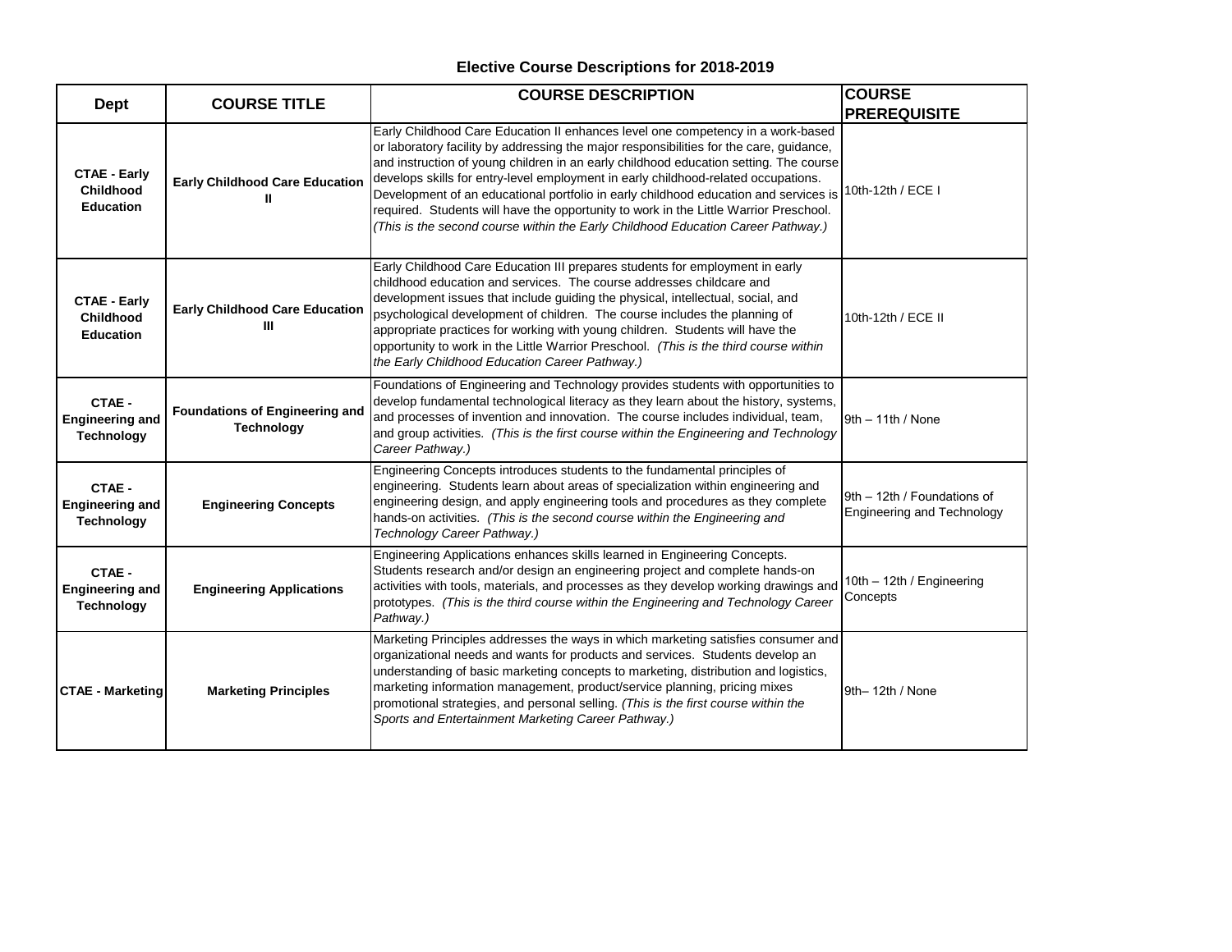## Elective Course Descriptions for 2018-2019

| Dept | COURSE TITLE | COURSE DESCRIPTION | COURSE PREREQUISITE |
|---|---|---|---|
| **CTAE - Early Childhood Education** | **Early Childhood Care Education II** | Early Childhood Care Education II enhances level one competency in a work-based or laboratory facility by addressing the major responsibilities for the care, guidance, and instruction of young children in an early childhood education setting. The course develops skills for entry-level employment in early childhood-related occupations. Development of an educational portfolio in early childhood education and services is required. Students will have the opportunity to work in the Little Warrior Preschool. *(This is the second course within the Early Childhood Education Career Pathway.)* | 10th-12th / ECE I |
| **CTAE - Early Childhood Education** | **Early Childhood Care Education III** | Early Childhood Care Education III prepares students for employment in early childhood education and services. The course addresses childcare and development issues that include guiding the physical, intellectual, social, and psychological development of children. The course includes the planning of appropriate practices for working with young children. Students will have the opportunity to work in the Little Warrior Preschool. *(This is the third course within the Early Childhood Education Career Pathway.)* | 10th-12th / ECE II |
| **CTAE - Engineering and Technology** | **Foundations of Engineering and Technology** | Foundations of Engineering and Technology provides students with opportunities to develop fundamental technological literacy as they learn about the history, systems, and processes of invention and innovation. The course includes individual, team, and group activities. *(This is the first course within the Engineering and Technology Career Pathway.)* | 9th – 11th / None |
| **CTAE - Engineering and Technology** | **Engineering Concepts** | Engineering Concepts introduces students to the fundamental principles of engineering. Students learn about areas of specialization within engineering and engineering design, and apply engineering tools and procedures as they complete hands-on activities. *(This is the second course within the Engineering and Technology Career Pathway.)* | 9th – 12th / Foundations of Engineering and Technology |
| **CTAE - Engineering and Technology** | **Engineering Applications** | Engineering Applications enhances skills learned in Engineering Concepts. Students research and/or design an engineering project and complete hands-on activities with tools, materials, and processes as they develop working drawings and prototypes. *(This is the third course within the Engineering and Technology Career Pathway.)* | 10th – 12th / Engineering Concepts |
| **CTAE - Marketing** | **Marketing Principles** | Marketing Principles addresses the ways in which marketing satisfies consumer and organizational needs and wants for products and services. Students develop an understanding of basic marketing concepts to marketing, distribution and logistics, marketing information management, product/service planning, pricing mixes promotional strategies, and personal selling. *(This is the first course within the Sports and Entertainment Marketing Career Pathway.)* | 9th– 12th / None |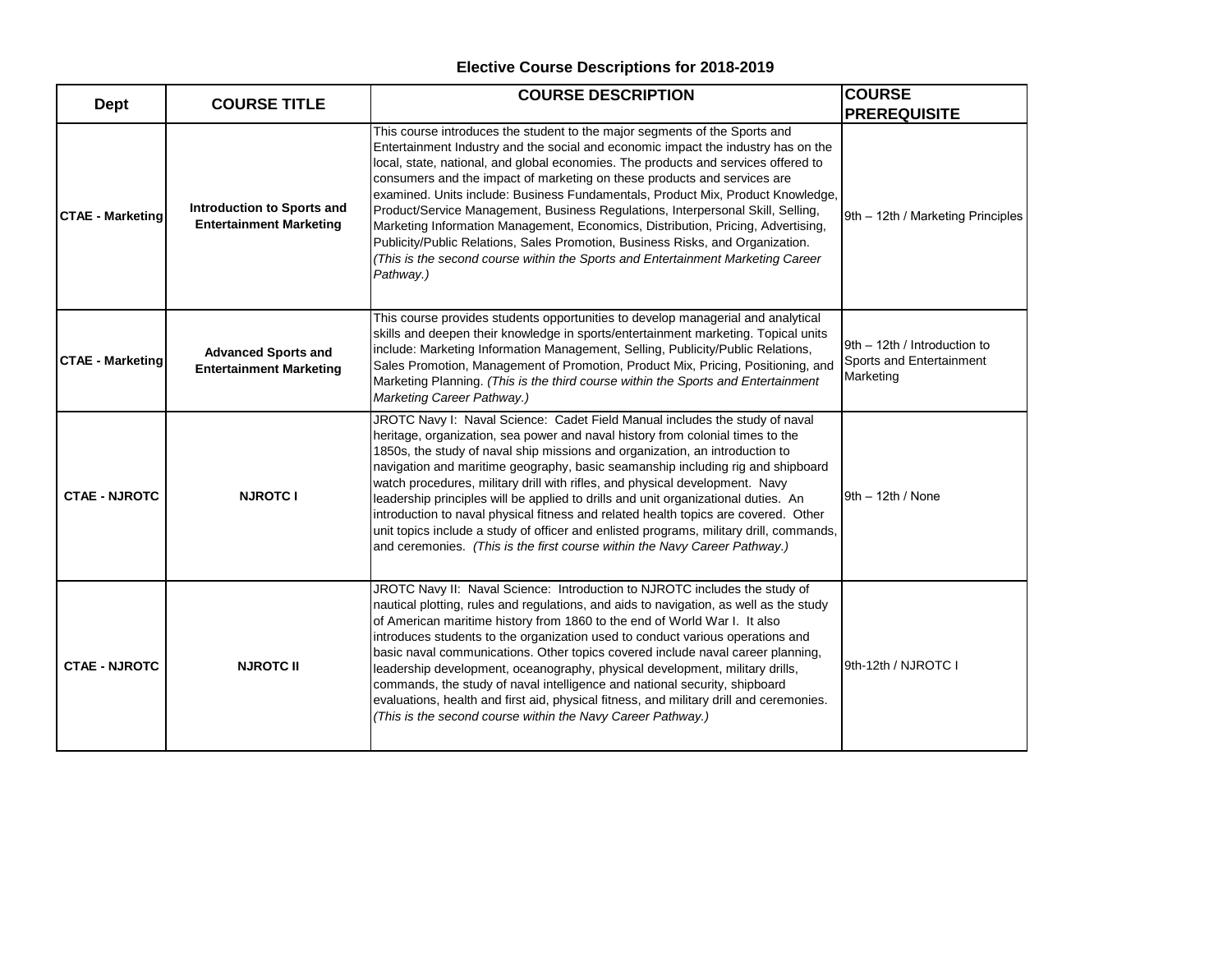## Elective Course Descriptions for 2018-2019

| Dept | COURSE TITLE | COURSE DESCRIPTION | COURSE PREREQUISITE |
|---|---|---|---|
| **CTAE - Marketing** | **Introduction to Sports and Entertainment Marketing** | This course introduces the student to the major segments of the Sports and Entertainment Industry and the social and economic impact the industry has on the local, state, national, and global economies. The products and services offered to consumers and the impact of marketing on these products and services are examined. Units include: Business Fundamentals, Product Mix, Product Knowledge, Product/Service Management, Business Regulations, Interpersonal Skill, Selling, Marketing Information Management, Economics, Distribution, Pricing, Advertising, Publicity/Public Relations, Sales Promotion, Business Risks, and Organization. *(This is the second course within the Sports and Entertainment Marketing Career Pathway.)* | 9th – 12th / Marketing Principles |
| **CTAE - Marketing** | **Advanced Sports and Entertainment Marketing** | This course provides students opportunities to develop managerial and analytical skills and deepen their knowledge in sports/entertainment marketing. Topical units include: Marketing Information Management, Selling, Publicity/Public Relations, Sales Promotion, Management of Promotion, Product Mix, Pricing, Positioning, and Marketing Planning. *(This is the third course within the Sports and Entertainment Marketing Career Pathway.)* | 9th – 12th / Introduction to Sports and Entertainment Marketing |
| **CTAE - NJROTC** | **NJROTC I** | JROTC Navy I: Naval Science: Cadet Field Manual includes the study of naval heritage, organization, sea power and naval history from colonial times to the 1850s, the study of naval ship missions and organization, an introduction to navigation and maritime geography, basic seamanship including rig and shipboard watch procedures, military drill with rifles, and physical development. Navy leadership principles will be applied to drills and unit organizational duties. An introduction to naval physical fitness and related health topics are covered. Other unit topics include a study of officer and enlisted programs, military drill, commands, and ceremonies. *(This is the first course within the Navy Career Pathway.)* | 9th – 12th / None |
| **CTAE - NJROTC** | **NJROTC II** | JROTC Navy II: Naval Science: Introduction to NJROTC includes the study of nautical plotting, rules and regulations, and aids to navigation, as well as the study of American maritime history from 1860 to the end of World War I. It also introduces students to the organization used to conduct various operations and basic naval communications. Other topics covered include naval career planning, leadership development, oceanography, physical development, military drills, commands, the study of naval intelligence and national security, shipboard evaluations, health and first aid, physical fitness, and military drill and ceremonies. *(This is the second course within the Navy Career Pathway.)* | 9th-12th / NJROTC I |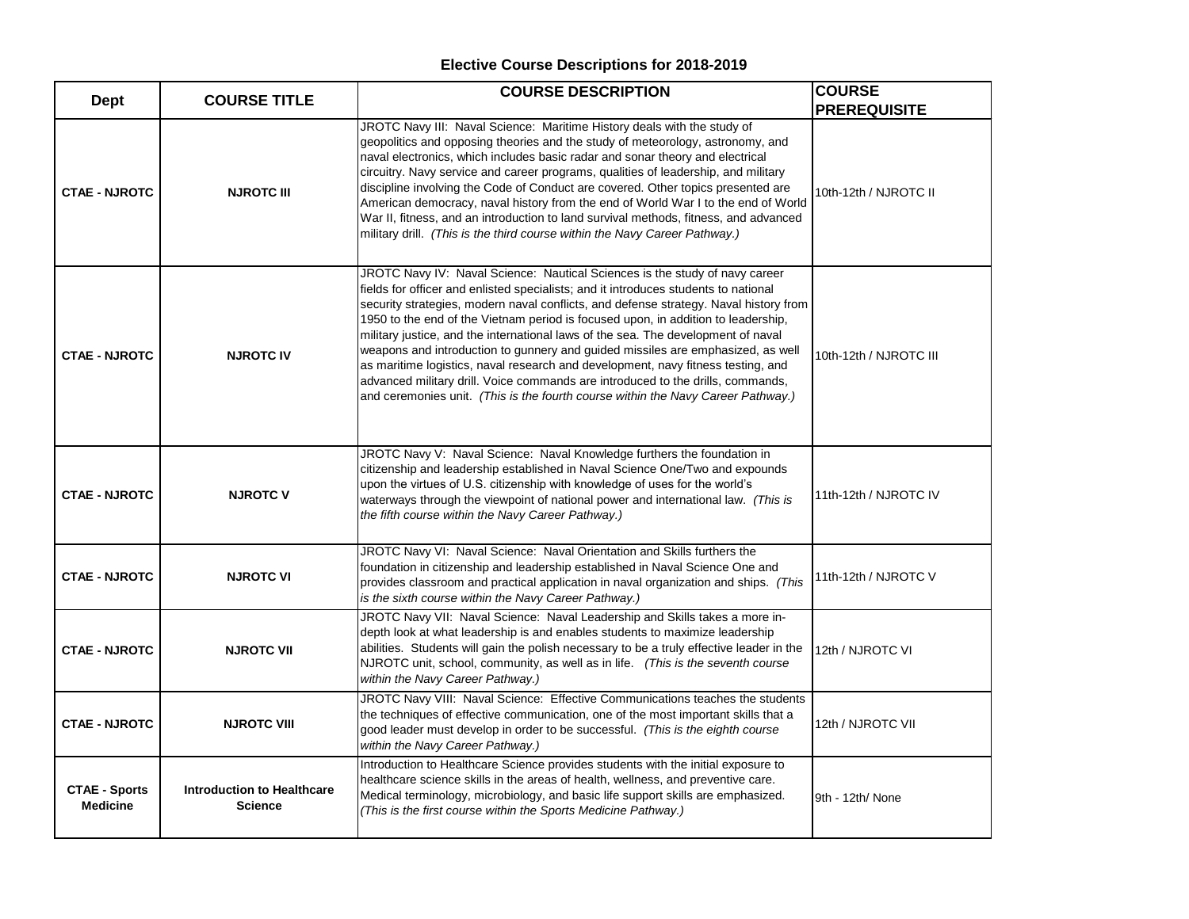## Elective Course Descriptions for 2018-2019

| Dept | COURSE TITLE | COURSE DESCRIPTION | COURSE PREREQUISITE |
|---|---|---|---|
| **CTAE - NJROTC** | **NJROTC III** | JROTC Navy III: Naval Science: Maritime History deals with the study of geopolitics and opposing theories and the study of meteorology, astronomy, and naval electronics, which includes basic radar and sonar theory and electrical circuitry. Navy service and career programs, qualities of leadership, and military discipline involving the Code of Conduct are covered. Other topics presented are American democracy, naval history from the end of World War I to the end of World War II, fitness, and an introduction to land survival methods, fitness, and advanced military drill. *(This is the third course within the Navy Career Pathway.)* | 10th-12th / NJROTC II |
| **CTAE - NJROTC** | **NJROTC IV** | JROTC Navy IV: Naval Science: Nautical Sciences is the study of navy career fields for officer and enlisted specialists; and it introduces students to national security strategies, modern naval conflicts, and defense strategy. Naval history from 1950 to the end of the Vietnam period is focused upon, in addition to leadership, military justice, and the international laws of the sea. The development of naval weapons and introduction to gunnery and guided missiles are emphasized, as well as maritime logistics, naval research and development, navy fitness testing, and advanced military drill. Voice commands are introduced to the drills, commands, and ceremonies unit. *(This is the fourth course within the Navy Career Pathway.)* | 10th-12th / NJROTC III |
| **CTAE - NJROTC** | **NJROTC V** | JROTC Navy V: Naval Science: Naval Knowledge furthers the foundation in citizenship and leadership established in Naval Science One/Two and expounds upon the virtues of U.S. citizenship with knowledge of uses for the world's waterways through the viewpoint of national power and international law. *(This is the fifth course within the Navy Career Pathway.)* | 11th-12th / NJROTC IV |
| **CTAE - NJROTC** | **NJROTC VI** | JROTC Navy VI: Naval Science: Naval Orientation and Skills furthers the foundation in citizenship and leadership established in Naval Science One and provides classroom and practical application in naval organization and ships. *(This is the sixth course within the Navy Career Pathway.)* | 11th-12th / NJROTC V |
| **CTAE - NJROTC** | **NJROTC VII** | JROTC Navy VII: Naval Science: Naval Leadership and Skills takes a more in-depth look at what leadership is and enables students to maximize leadership abilities. Students will gain the polish necessary to be a truly effective leader in the NJROTC unit, school, community, as well as in life. *(This is the seventh course within the Navy Career Pathway.)* | 12th / NJROTC VI |
| **CTAE - NJROTC** | **NJROTC VIII** | JROTC Navy VIII: Naval Science: Effective Communications teaches the students the techniques of effective communication, one of the most important skills that a good leader must develop in order to be successful. *(This is the eighth course within the Navy Career Pathway.)* | 12th / NJROTC VII |
| **CTAE - Sports Medicine** | **Introduction to Healthcare Science** | Introduction to Healthcare Science provides students with the initial exposure to healthcare science skills in the areas of health, wellness, and preventive care. Medical terminology, microbiology, and basic life support skills are emphasized. *(This is the first course within the Sports Medicine Pathway.)* | 9th - 12th/ None |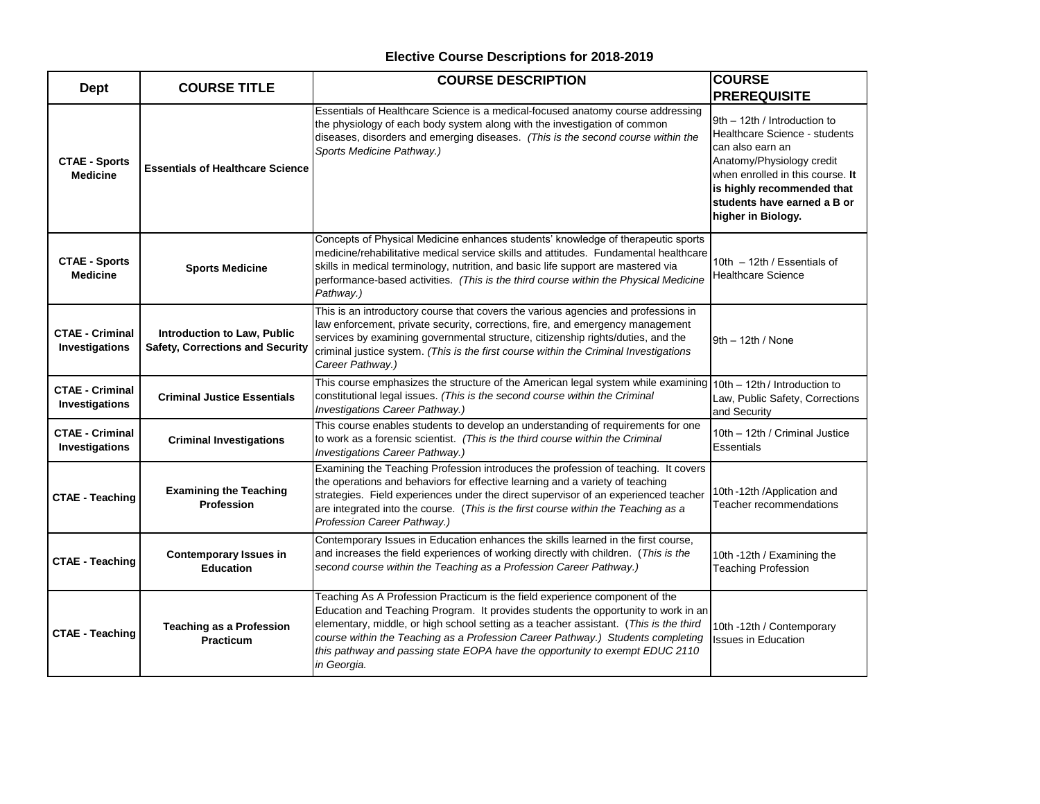# Elective Course Descriptions for 2018-2019

| Dept | COURSE TITLE | COURSE DESCRIPTION | COURSE PREREQUISITE |
|---|---|---|---|
| **CTAE - Sports Medicine** | **Essentials of Healthcare Science** | Essentials of Healthcare Science is a medical-focused anatomy course addressing the physiology of each body system along with the investigation of common diseases, disorders and emerging diseases. *(This is the second course within the Sports Medicine Pathway.)* | 9th – 12th / Introduction to Healthcare Science - students can also earn an Anatomy/Physiology credit when enrolled in this course. **It is highly recommended that students have earned a B or higher in Biology.** |
| **CTAE - Sports Medicine** | **Sports Medicine** | Concepts of Physical Medicine enhances students' knowledge of therapeutic sports medicine/rehabilitative medical service skills and attitudes. Fundamental healthcare skills in medical terminology, nutrition, and basic life support are mastered via performance-based activities. *(This is the third course within the Physical Medicine Pathway.)* | 10th – 12th / Essentials of Healthcare Science |
| **CTAE - Criminal Investigations** | **Introduction to Law, Public Safety, Corrections and Security** | This is an introductory course that covers the various agencies and professions in law enforcement, private security, corrections, fire, and emergency management services by examining governmental structure, citizenship rights/duties, and the criminal justice system. *(This is the first course within the Criminal Investigations Career Pathway.)* | 9th – 12th / None |
| **CTAE - Criminal Investigations** | **Criminal Justice Essentials** | This course emphasizes the structure of the American legal system while examining constitutional legal issues. *(This is the second course within the Criminal Investigations Career Pathway.)* | 10th – 12th / Introduction to Law, Public Safety, Corrections and Security |
| **CTAE - Criminal Investigations** | **Criminal Investigations** | This course enables students to develop an understanding of requirements for one to work as a forensic scientist. *(This is the third course within the Criminal Investigations Career Pathway.)* | 10th – 12th / Criminal Justice Essentials |
| **CTAE - Teaching** | **Examining the Teaching Profession** | Examining the Teaching Profession introduces the profession of teaching. It covers the operations and behaviors for effective learning and a variety of teaching strategies. Field experiences under the direct supervisor of an experienced teacher are integrated into the course. (*This is the first course within the Teaching as a Profession Career Pathway.)* | 10th -12th /Application and Teacher recommendations |
| **CTAE - Teaching** | **Contemporary Issues in Education** | Contemporary Issues in Education enhances the skills learned in the first course, and increases the field experiences of working directly with children. (*This is the second course within the Teaching as a Profession Career Pathway.)* | 10th -12th / Examining the Teaching Profession |
| **CTAE - Teaching** | **Teaching as a Profession Practicum** | Teaching As A Profession Practicum is the field experience component of the Education and Teaching Program. It provides students the opportunity to work in an elementary, middle, or high school setting as a teacher assistant. (*This is the third course within the Teaching as a Profession Career Pathway.) Students completing this pathway and passing state EOPA have the opportunity to exempt EDUC 2110 in Georgia.* | 10th -12th / Contemporary Issues in Education |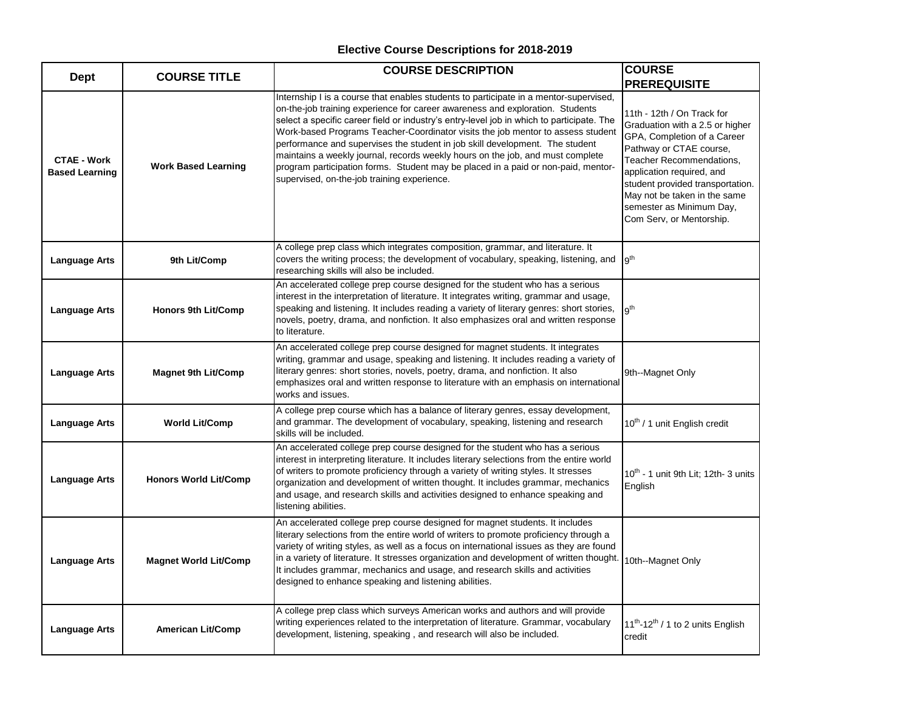# Elective Course Descriptions for 2018-2019

| Dept | COURSE TITLE | COURSE DESCRIPTION | COURSE PREREQUISITE |
|---|---|---|---|
| **CTAE - Work Based Learning** | **Work Based Learning** | Internship I is a course that enables students to participate in a mentor-supervised, on-the-job training experience for career awareness and exploration. Students select a specific career field or industry's entry-level job in which to participate. The Work-based Programs Teacher-Coordinator visits the job mentor to assess student performance and supervises the student in job skill development. The student maintains a weekly journal, records weekly hours on the job, and must complete program participation forms. Student may be placed in a paid or non-paid, mentor-supervised, on-the-job training experience. | 11th - 12th / On Track for Graduation with a 2.5 or higher GPA, Completion of a Career Pathway or CTAE course, Teacher Recommendations, application required, and student provided transportation. May not be taken in the same semester as Minimum Day, Com Serv, or Mentorship. |
| **Language Arts** | **9th Lit/Comp** | A college prep class which integrates composition, grammar, and literature. It covers the writing process; the development of vocabulary, speaking, listening, and researching skills will also be included. | 9th |
| **Language Arts** | **Honors 9th Lit/Comp** | An accelerated college prep course designed for the student who has a serious interest in the interpretation of literature. It integrates writing, grammar and usage, speaking and listening. It includes reading a variety of literary genres: short stories, novels, poetry, drama, and nonfiction. It also emphasizes oral and written response to literature. | 9th |
| **Language Arts** | **Magnet 9th Lit/Comp** | An accelerated college prep course designed for magnet students. It integrates writing, grammar and usage, speaking and listening. It includes reading a variety of literary genres: short stories, novels, poetry, drama, and nonfiction. It also emphasizes oral and written response to literature with an emphasis on international works and issues. | 9th--Magnet Only |
| **Language Arts** | **World Lit/Comp** | A college prep course which has a balance of literary genres, essay development, and grammar. The development of vocabulary, speaking, listening and research skills will be included. | 10th / 1 unit English credit |
| **Language Arts** | **Honors World Lit/Comp** | An accelerated college prep course designed for the student who has a serious interest in interpreting literature. It includes literary selections from the entire world of writers to promote proficiency through a variety of writing styles. It stresses organization and development of written thought. It includes grammar, mechanics and usage, and research skills and activities designed to enhance speaking and listening abilities. | 10th - 1 unit 9th Lit; 12th- 3 units English |
| **Language Arts** | **Magnet World Lit/Comp** | An accelerated college prep course designed for magnet students. It includes literary selections from the entire world of writers to promote proficiency through a variety of writing styles, as well as a focus on international issues as they are found in a variety of literature. It stresses organization and development of written thought. It includes grammar, mechanics and usage, and research skills and activities designed to enhance speaking and listening abilities. | 10th--Magnet Only |
| **Language Arts** | **American Lit/Comp** | A college prep class which surveys American works and authors and will provide writing experiences related to the interpretation of literature. Grammar, vocabulary development, listening, speaking , and research will also be included. | 11th-12th / 1 to 2 units English credit |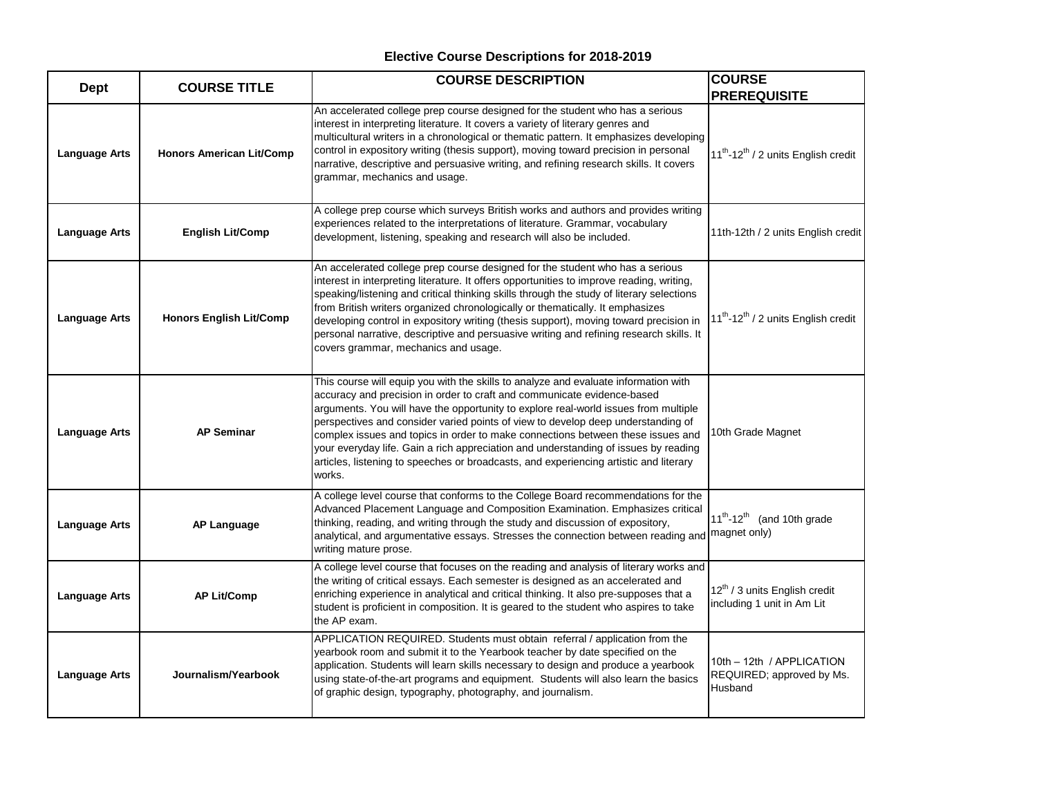# Elective Course Descriptions for 2018-2019

| Dept | COURSE TITLE | COURSE DESCRIPTION | COURSE PREREQUISITE |
|---|---|---|---|
| Language Arts | Honors American Lit/Comp | An accelerated college prep course designed for the student who has a serious interest in interpreting literature. It covers a variety of literary genres and multicultural writers in a chronological or thematic pattern. It emphasizes developing control in expository writing (thesis support), moving toward precision in personal narrative, descriptive and persuasive writing, and refining research skills. It covers grammar, mechanics and usage. | $11^{th}$-$12^{th}$ / 2 units English credit |
| Language Arts | English Lit/Comp | A college prep course which surveys British works and authors and provides writing experiences related to the interpretations of literature. Grammar, vocabulary development, listening, speaking and research will also be included. | 11th-12th / 2 units English credit |
| Language Arts | Honors English Lit/Comp | An accelerated college prep course designed for the student who has a serious interest in interpreting literature. It offers opportunities to improve reading, writing, speaking/listening and critical thinking skills through the study of literary selections from British writers organized chronologically or thematically. It emphasizes developing control in expository writing (thesis support), moving toward precision in personal narrative, descriptive and persuasive writing and refining research skills. It covers grammar, mechanics and usage. | $11^{th}$-$12^{th}$ / 2 units English credit |
| Language Arts | AP Seminar | This course will equip you with the skills to analyze and evaluate information with accuracy and precision in order to craft and communicate evidence-based arguments. You will have the opportunity to explore real-world issues from multiple perspectives and consider varied points of view to develop deep understanding of complex issues and topics in order to make connections between these issues and your everyday life. Gain a rich appreciation and understanding of issues by reading articles, listening to speeches or broadcasts, and experiencing artistic and literary works. | 10th Grade Magnet |
| Language Arts | AP Language | A college level course that conforms to the College Board recommendations for the Advanced Placement Language and Composition Examination. Emphasizes critical thinking, reading, and writing through the study and discussion of expository, analytical, and argumentative essays. Stresses the connection between reading and writing mature prose. | $11^{th}$-$12^{th}$ (and 10th grade magnet only) |
| Language Arts | AP Lit/Comp | A college level course that focuses on the reading and analysis of literary works and the writing of critical essays. Each semester is designed as an accelerated and enriching experience in analytical and critical thinking. It also pre-supposes that a student is proficient in composition. It is geared to the student who aspires to take the AP exam. | $12^{th}$ / 3 units English credit including 1 unit in Am Lit |
| Language Arts | Journalism/Yearbook | APPLICATION REQUIRED. Students must obtain referral / application from the yearbook room and submit it to the Yearbook teacher by date specified on the application. Students will learn skills necessary to design and produce a yearbook using state-of-the-art programs and equipment. Students will also learn the basics of graphic design, typography, photography, and journalism. | 10th – 12th / APPLICATION REQUIRED; approved by Ms. Husband |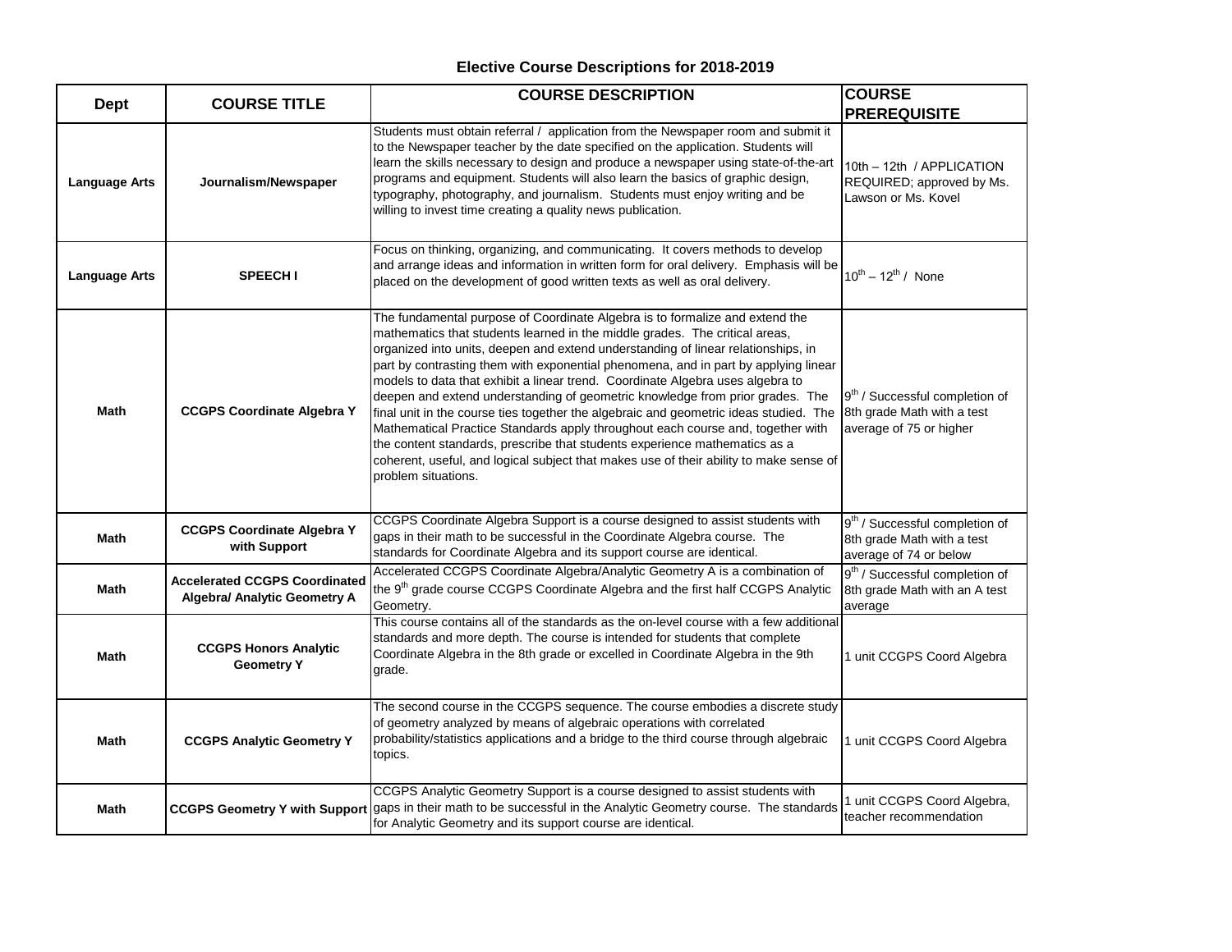## Elective Course Descriptions for 2018-2019

| Dept | COURSE TITLE | COURSE DESCRIPTION | COURSE PREREQUISITE |
|---|---|---|---|
| **Language Arts** | **Journalism/Newspaper** | Students must obtain referral / application from the Newspaper room and submit it to the Newspaper teacher by the date specified on the application. Students will learn the skills necessary to design and produce a newspaper using state-of-the-art programs and equipment. Students will also learn the basics of graphic design, typography, photography, and journalism. Students must enjoy writing and be willing to invest time creating a quality news publication. | 10th – 12th / APPLICATION REQUIRED; approved by Ms. Lawson or Ms. Kovel |
| **Language Arts** | **SPEECH I** | Focus on thinking, organizing, and communicating. It covers methods to develop and arrange ideas and information in written form for oral delivery. Emphasis will be placed on the development of good written texts as well as oral delivery. | 10th – 12th / None |
| **Math** | **CCGPS Coordinate Algebra Y** | The fundamental purpose of Coordinate Algebra is to formalize and extend the mathematics that students learned in the middle grades. The critical areas, organized into units, deepen and extend understanding of linear relationships, in part by contrasting them with exponential phenomena, and in part by applying linear models to data that exhibit a linear trend. Coordinate Algebra uses algebra to deepen and extend understanding of geometric knowledge from prior grades. The final unit in the course ties together the algebraic and geometric ideas studied. The Mathematical Practice Standards apply throughout each course and, together with the content standards, prescribe that students experience mathematics as a coherent, useful, and logical subject that makes use of their ability to make sense of problem situations. | 9th / Successful completion of 8th grade Math with a test average of 75 or higher |
| **Math** | **CCGPS Coordinate Algebra Y with Support** | CCGPS Coordinate Algebra Support is a course designed to assist students with gaps in their math to be successful in the Coordinate Algebra course. The standards for Coordinate Algebra and its support course are identical. | 9th / Successful completion of 8th grade Math with a test average of 74 or below |
| **Math** | **Accelerated CCGPS Coordinated Algebra/ Analytic Geometry A** | Accelerated CCGPS Coordinate Algebra/Analytic Geometry A is a combination of the 9th grade course CCGPS Coordinate Algebra and the first half CCGPS Analytic Geometry. | 9th / Successful completion of 8th grade Math with an A test average |
| **Math** | **CCGPS Honors Analytic Geometry Y** | This course contains all of the standards as the on-level course with a few additional standards and more depth. The course is intended for students that complete Coordinate Algebra in the 8th grade or excelled in Coordinate Algebra in the 9th grade. | 1 unit CCGPS Coord Algebra |
| **Math** | **CCGPS Analytic Geometry Y** | The second course in the CCGPS sequence. The course embodies a discrete study of geometry analyzed by means of algebraic operations with correlated probability/statistics applications and a bridge to the third course through algebraic topics. | 1 unit CCGPS Coord Algebra |
| **Math** | **CCGPS Geometry Y with Support** | CCGPS Analytic Geometry Support is a course designed to assist students with gaps in their math to be successful in the Analytic Geometry course. The standards for Analytic Geometry and its support course are identical. | 1 unit CCGPS Coord Algebra, teacher recommendation |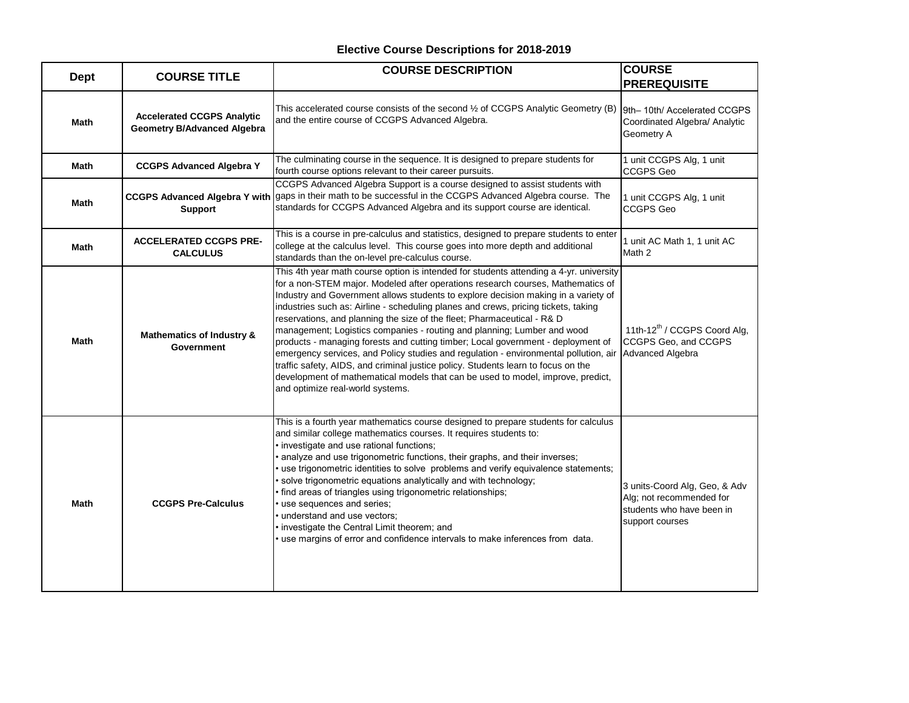## Elective Course Descriptions for 2018-2019

| Dept | COURSE TITLE | COURSE DESCRIPTION | COURSE PREREQUISITE |
|---|---|---|---|
| Math | Accelerated CCGPS Analytic Geometry B/Advanced Algebra | This accelerated course consists of the second ½ of CCGPS Analytic Geometry (B) and the entire course of CCGPS Advanced Algebra. | 9th– 10th/ Accelerated CCGPS Coordinated Algebra/ Analytic Geometry A |
| Math | CCGPS Advanced Algebra Y | The culminating course in the sequence. It is designed to prepare students for fourth course options relevant to their career pursuits. | 1 unit CCGPS Alg, 1 unit CCGPS Geo |
| Math | CCGPS Advanced Algebra Y with Support | CCGPS Advanced Algebra Support is a course designed to assist students with gaps in their math to be successful in the CCGPS Advanced Algebra course. The standards for CCGPS Advanced Algebra and its support course are identical. | 1 unit CCGPS Alg, 1 unit CCGPS Geo |
| Math | ACCELERATED CCGPS PRE-CALCULUS | This is a course in pre-calculus and statistics, designed to prepare students to enter college at the calculus level. This course goes into more depth and additional standards than the on-level pre-calculus course. | 1 unit AC Math 1, 1 unit AC Math 2 |
| Math | Mathematics of Industry & Government | This 4th year math course option is intended for students attending a 4-yr. university for a non-STEM major. Modeled after operations research courses, Mathematics of Industry and Government allows students to explore decision making in a variety of industries such as: Airline - scheduling planes and crews, pricing tickets, taking reservations, and planning the size of the fleet; Pharmaceutical - R& D management; Logistics companies - routing and planning; Lumber and wood products - managing forests and cutting timber; Local government - deployment of emergency services, and Policy studies and regulation - environmental pollution, air traffic safety, AIDS, and criminal justice policy. Students learn to focus on the development of mathematical models that can be used to model, improve, predict, and optimize real-world systems. | 11th-12th / CCGPS Coord Alg, CCGPS Geo, and CCGPS Advanced Algebra |
| Math | CCGPS Pre-Calculus | This is a fourth year mathematics course designed to prepare students for calculus and similar college mathematics courses. It requires students to:<br>• investigate and use rational functions;<br>• analyze and use trigonometric functions, their graphs, and their inverses;<br>• use trigonometric identities to solve problems and verify equivalence statements;<br>• solve trigonometric equations analytically and with technology;<br>• find areas of triangles using trigonometric relationships;<br>• use sequences and series;<br>• understand and use vectors;<br>• investigate the Central Limit theorem; and<br>• use margins of error and confidence intervals to make inferences from data. | 3 units-Coord Alg, Geo, & Adv Alg; not recommended for students who have been in support courses |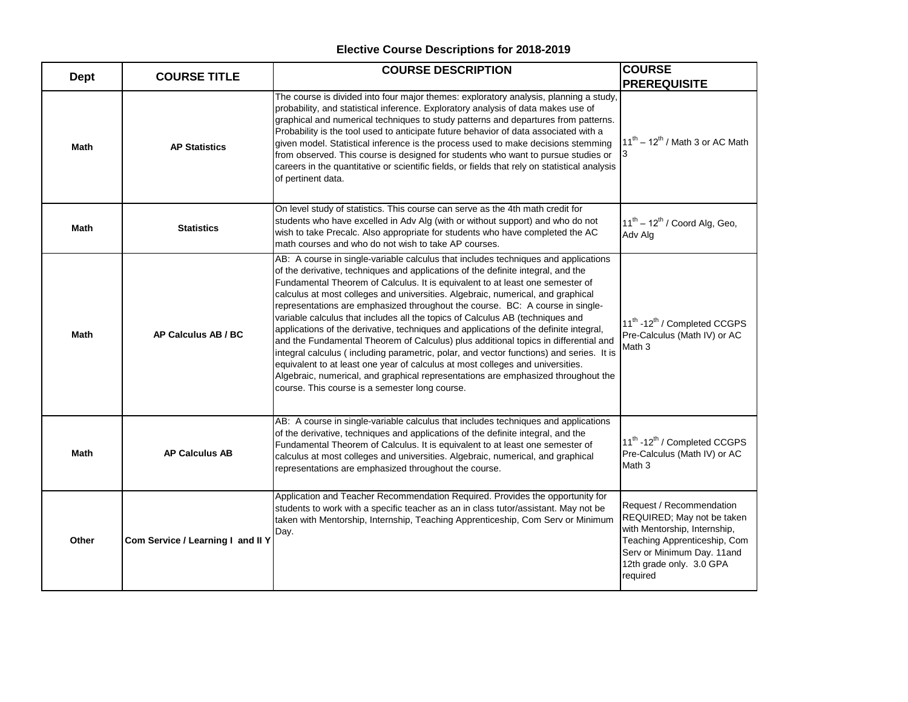# Elective Course Descriptions for 2018-2019

| Dept | COURSE TITLE | COURSE DESCRIPTION | COURSE PREREQUISITE |
|---|---|---|---|
| **Math** | **AP Statistics** | The course is divided into four major themes: exploratory analysis, planning a study, probability, and statistical inference. Exploratory analysis of data makes use of graphical and numerical techniques to study patterns and departures from patterns. Probability is the tool used to anticipate future behavior of data associated with a given model. Statistical inference is the process used to make decisions stemming from observed. This course is designed for students who want to pursue studies or careers in the quantitative or scientific fields, or fields that rely on statistical analysis of pertinent data. | 11th – 12th / Math 3 or AC Math 3 |
| **Math** | **Statistics** | On level study of statistics. This course can serve as the 4th math credit for students who have excelled in Adv Alg (with or without support) and who do not wish to take Precalc. Also appropriate for students who have completed the AC math courses and who do not wish to take AP courses. | 11th – 12th / Coord Alg, Geo, Adv Alg |
| **Math** | **AP Calculus AB / BC** | AB: A course in single-variable calculus that includes techniques and applications of the derivative, techniques and applications of the definite integral, and the Fundamental Theorem of Calculus. It is equivalent to at least one semester of calculus at most colleges and universities. Algebraic, numerical, and graphical representations are emphasized throughout the course. BC: A course in single-variable calculus that includes all the topics of Calculus AB (techniques and applications of the derivative, techniques and applications of the definite integral, and the Fundamental Theorem of Calculus) plus additional topics in differential and integral calculus ( including parametric, polar, and vector functions) and series. It is equivalent to at least one year of calculus at most colleges and universities. Algebraic, numerical, and graphical representations are emphasized throughout the course. This course is a semester long course. | 11th -12th / Completed CCGPS Pre-Calculus (Math IV) or AC Math 3 |
| **Math** | **AP Calculus AB** | AB: A course in single-variable calculus that includes techniques and applications of the derivative, techniques and applications of the definite integral, and the Fundamental Theorem of Calculus. It is equivalent to at least one semester of calculus at most colleges and universities. Algebraic, numerical, and graphical representations are emphasized throughout the course. | 11th -12th / Completed CCGPS Pre-Calculus (Math IV) or AC Math 3 |
| **Other** | **Com Service / Learning I and II Y** | Application and Teacher Recommendation Required. Provides the opportunity for students to work with a specific teacher as an in class tutor/assistant. May not be taken with Mentorship, Internship, Teaching Apprenticeship, Com Serv or Minimum Day. | Request / Recommendation REQUIRED; May not be taken with Mentorship, Internship, Teaching Apprenticeship, Com Serv or Minimum Day. 11and 12th grade only. 3.0 GPA required |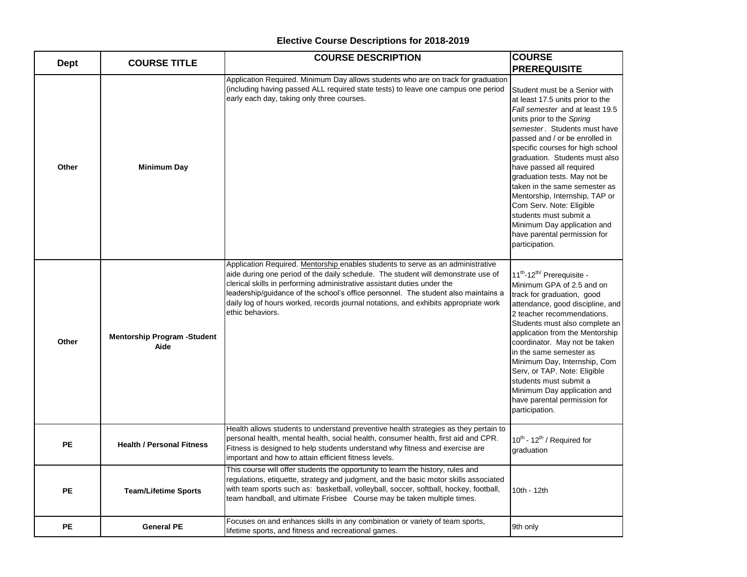## Elective Course Descriptions for 2018-2019

| Dept | COURSE TITLE | COURSE DESCRIPTION | COURSE PREREQUISITE |
|---|---|---|---|
| Other | Minimum Day | Application Required. Minimum Day allows students who are on track for graduation (including having passed ALL required state tests) to leave one campus one period early each day, taking only three courses. | Student must be a Senior with at least 17.5 units prior to the *Fall semester* and at least 19.5 units prior to the *Spring semester*. Students must have passed and / or be enrolled in specific courses for high school graduation. Students must also have passed all required graduation tests. May not be taken in the same semester as Mentorship, Internship, TAP or Com Serv. Note: Eligible students must submit a Minimum Day application and have parental permission for participation. |
| Other | Mentorship Program -Student Aide | Application Required. Mentorship enables students to serve as an administrative aide during one period of the daily schedule. The student will demonstrate use of clerical skills in performing administrative assistant duties under the leadership/guidance of the school's office personnel. The student also maintains a daily log of hours worked, records journal notations, and exhibits appropriate work ethic behaviors. | 11th-12th/ Prerequisite - Minimum GPA of 2.5 and on track for graduation, good attendance, good discipline, and 2 teacher recommendations. Students must also complete an application from the Mentorship coordinator. May not be taken in the same semester as Minimum Day, Internship, Com Serv, or TAP. Note: Eligible students must submit a Minimum Day application and have parental permission for participation. |
| PE | Health / Personal Fitness | Health allows students to understand preventive health strategies as they pertain to personal health, mental health, social health, consumer health, first aid and CPR. Fitness is designed to help students understand why fitness and exercise are important and how to attain efficient fitness levels. | 10th - 12th / Required for graduation |
| PE | Team/Lifetime Sports | This course will offer students the opportunity to learn the history, rules and regulations, etiquette, strategy and judgment, and the basic motor skills associated with team sports such as: basketball, volleyball, soccer, softball, hockey, football, team handball, and ultimate Frisbee Course may be taken multiple times. | 10th - 12th |
| PE | General PE | Focuses on and enhances skills in any combination or variety of team sports, lifetime sports, and fitness and recreational games. | 9th only |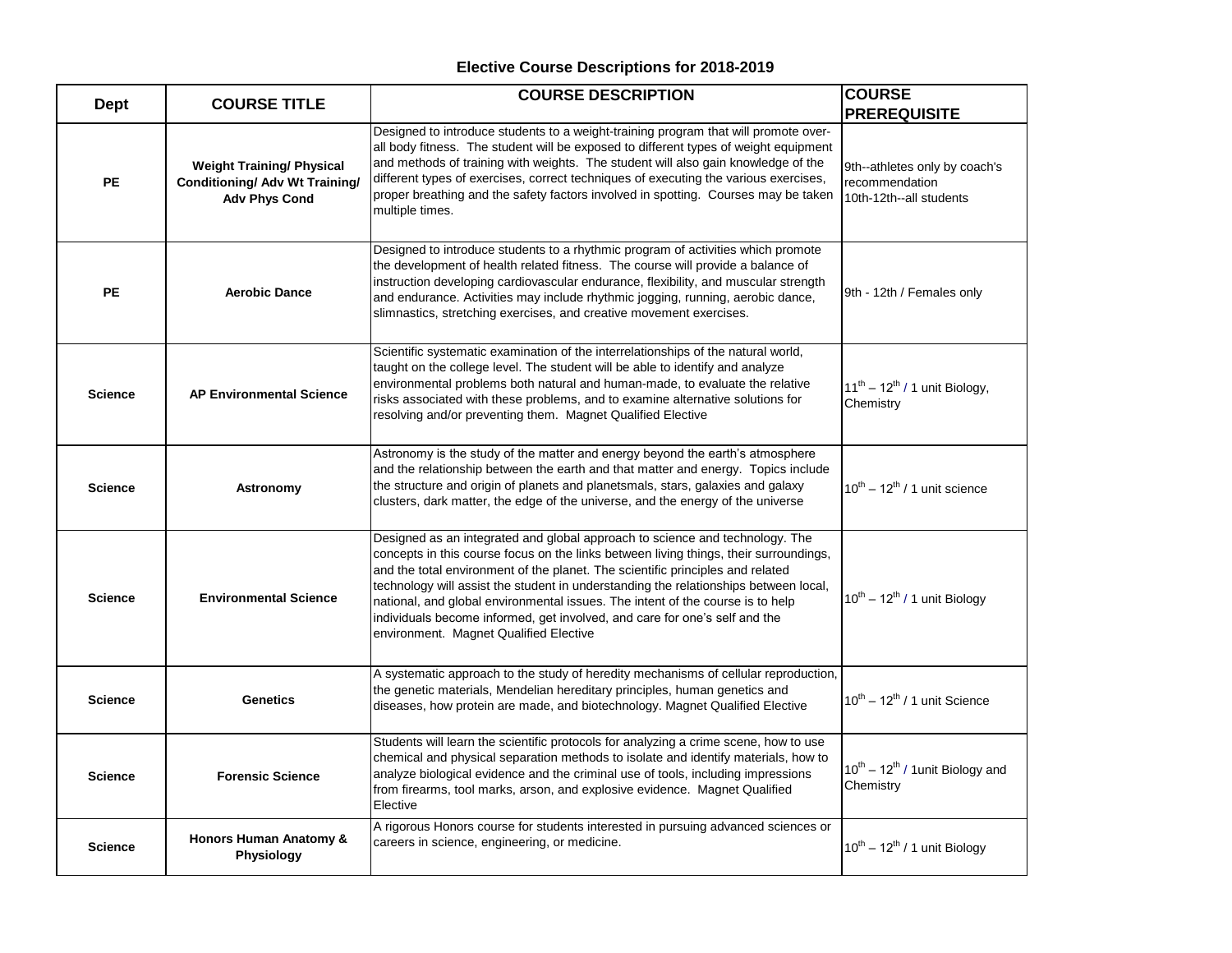## Elective Course Descriptions for 2018-2019

| Dept | COURSE TITLE | COURSE DESCRIPTION | COURSE PREREQUISITE |
|---|---|---|---|
| PE | **Weight Training/ Physical Conditioning/ Adv Wt Training/ Adv Phys Cond** | Designed to introduce students to a weight-training program that will promote over-all body fitness. The student will be exposed to different types of weight equipment and methods of training with weights. The student will also gain knowledge of the different types of exercises, correct techniques of executing the various exercises, proper breathing and the safety factors involved in spotting. Courses may be taken multiple times. | 9th--athletes only by coach's recommendation<br>10th-12th--all students |
| PE | **Aerobic Dance** | Designed to introduce students to a rhythmic program of activities which promote the development of health related fitness. The course will provide a balance of instruction developing cardiovascular endurance, flexibility, and muscular strength and endurance. Activities may include rhythmic jogging, running, aerobic dance, slimnastics, stretching exercises, and creative movement exercises. | 9th - 12th / Females only |
| Science | **AP Environmental Science** | Scientific systematic examination of the interrelationships of the natural world, taught on the college level. The student will be able to identify and analyze environmental problems both natural and human-made, to evaluate the relative risks associated with these problems, and to examine alternative solutions for resolving and/or preventing them. Magnet Qualified Elective | 11th – 12th / 1 unit Biology, Chemistry |
| Science | **Astronomy** | Astronomy is the study of the matter and energy beyond the earth's atmosphere and the relationship between the earth and that matter and energy. Topics include the structure and origin of planets and planetsmals, stars, galaxies and galaxy clusters, dark matter, the edge of the universe, and the energy of the universe | 10th – 12th / 1 unit science |
| Science | **Environmental Science** | Designed as an integrated and global approach to science and technology. The concepts in this course focus on the links between living things, their surroundings, and the total environment of the planet. The scientific principles and related technology will assist the student in understanding the relationships between local, national, and global environmental issues. The intent of the course is to help individuals become informed, get involved, and care for one's self and the environment. Magnet Qualified Elective | 10th – 12th / 1 unit Biology |
| Science | **Genetics** | A systematic approach to the study of heredity mechanisms of cellular reproduction, the genetic materials, Mendelian hereditary principles, human genetics and diseases, how protein are made, and biotechnology. Magnet Qualified Elective | 10th – 12th / 1 unit Science |
| Science | **Forensic Science** | Students will learn the scientific protocols for analyzing a crime scene, how to use chemical and physical separation methods to isolate and identify materials, how to analyze biological evidence and the criminal use of tools, including impressions from firearms, tool marks, arson, and explosive evidence. Magnet Qualified Elective | 10th – 12th / 1unit Biology and Chemistry |
| Science | **Honors Human Anatomy & Physiology** | A rigorous Honors course for students interested in pursuing advanced sciences or careers in science, engineering, or medicine. | 10th – 12th / 1 unit Biology |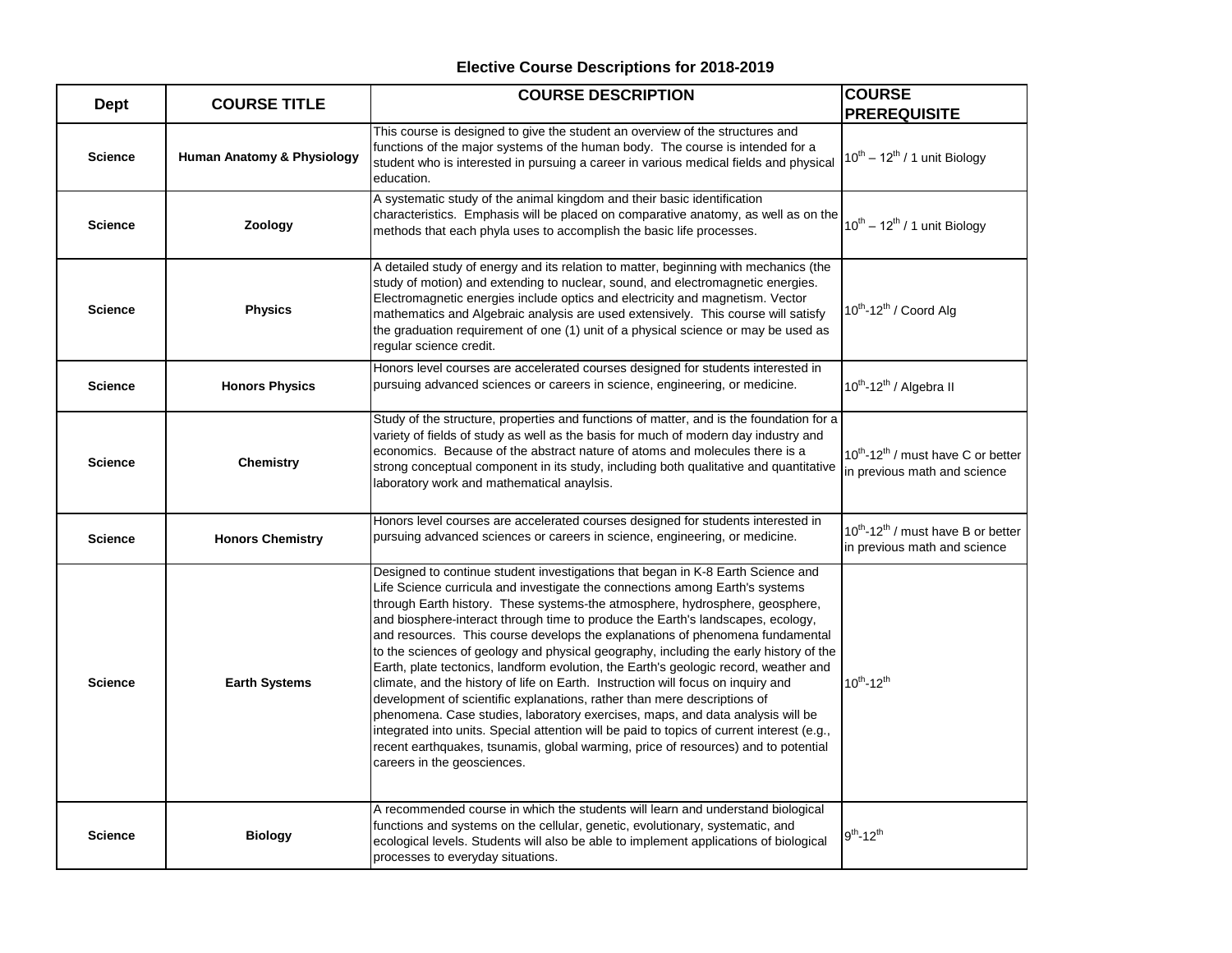# Elective Course Descriptions for 2018-2019

| Dept | COURSE TITLE | COURSE DESCRIPTION | COURSE PREREQUISITE |
|---|---|---|---|
| **Science** | **Human Anatomy & Physiology** | This course is designed to give the student an overview of the structures and functions of the major systems of the human body. The course is intended for a student who is interested in pursuing a career in various medical fields and physical education. | $10^{th}$ – $12^{th}$ / 1 unit Biology |
| **Science** | **Zoology** | A systematic study of the animal kingdom and their basic identification characteristics. Emphasis will be placed on comparative anatomy, as well as on the methods that each phyla uses to accomplish the basic life processes. | $10^{th}$ – $12^{th}$ / 1 unit Biology |
| **Science** | **Physics** | A detailed study of energy and its relation to matter, beginning with mechanics (the study of motion) and extending to nuclear, sound, and electromagnetic energies. Electromagnetic energies include optics and electricity and magnetism. Vector mathematics and Algebraic analysis are used extensively. This course will satisfy the graduation requirement of one (1) unit of a physical science or may be used as regular science credit. | $10^{th}$-$12^{th}$ / Coord Alg |
| **Science** | **Honors Physics** | Honors level courses are accelerated courses designed for students interested in pursuing advanced sciences or careers in science, engineering, or medicine. | $10^{th}$-$12^{th}$ / Algebra II |
| **Science** | **Chemistry** | Study of the structure, properties and functions of matter, and is the foundation for a variety of fields of study as well as the basis for much of modern day industry and economics. Because of the abstract nature of atoms and molecules there is a strong conceptual component in its study, including both qualitative and quantitative laboratory work and mathematical anaylsis. | $10^{th}$-$12^{th}$ / must have C or better in previous math and science |
| **Science** | **Honors Chemistry** | Honors level courses are accelerated courses designed for students interested in pursuing advanced sciences or careers in science, engineering, or medicine. | $10^{th}$-$12^{th}$ / must have B or better in previous math and science |
| **Science** | **Earth Systems** | Designed to continue student investigations that began in K-8 Earth Science and Life Science curricula and investigate the connections among Earth's systems through Earth history. These systems-the atmosphere, hydrosphere, geosphere, and biosphere-interact through time to produce the Earth's landscapes, ecology, and resources. This course develops the explanations of phenomena fundamental to the sciences of geology and physical geography, including the early history of the Earth, plate tectonics, landform evolution, the Earth's geologic record, weather and climate, and the history of life on Earth. Instruction will focus on inquiry and development of scientific explanations, rather than mere descriptions of phenomena. Case studies, laboratory exercises, maps, and data analysis will be integrated into units. Special attention will be paid to topics of current interest (e.g., recent earthquakes, tsunamis, global warming, price of resources) and to potential careers in the geosciences. | $10^{th}$-$12^{th}$ |
| **Science** | **Biology** | A recommended course in which the students will learn and understand biological functions and systems on the cellular, genetic, evolutionary, systematic, and ecological levels. Students will also be able to implement applications of biological processes to everyday situations. | $9^{th}$-$12^{th}$ |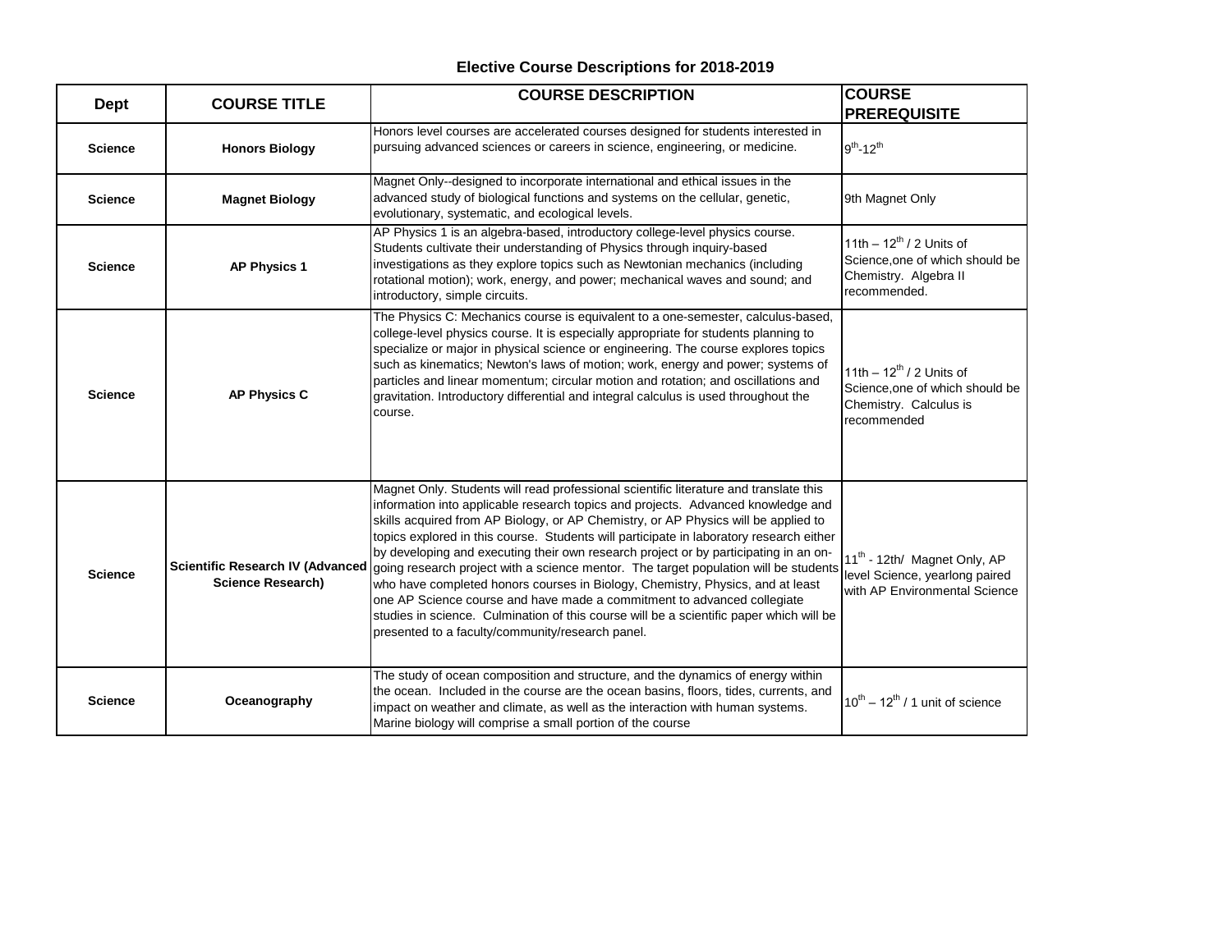## Elective Course Descriptions for 2018-2019

| Dept | COURSE TITLE | COURSE DESCRIPTION | COURSE PREREQUISITE |
|---|---|---|---|
| Science | Honors Biology | Honors level courses are accelerated courses designed for students interested in pursuing advanced sciences or careers in science, engineering, or medicine. | $9^{th}$-$12^{th}$ |
| Science | Magnet Biology | Magnet Only--designed to incorporate international and ethical issues in the advanced study of biological functions and systems on the cellular, genetic, evolutionary, systematic, and ecological levels. | 9th Magnet Only |
| Science | AP Physics 1 | AP Physics 1 is an algebra-based, introductory college-level physics course. Students cultivate their understanding of Physics through inquiry-based investigations as they explore topics such as Newtonian mechanics (including rotational motion); work, energy, and power; mechanical waves and sound; and introductory, simple circuits. | 11th – $12^{th}$ / 2 Units of Science,one of which should be Chemistry. Algebra II recommended. |
| Science | AP Physics C | The Physics C: Mechanics course is equivalent to a one-semester, calculus-based, college-level physics course. It is especially appropriate for students planning to specialize or major in physical science or engineering. The course explores topics such as kinematics; Newton's laws of motion; work, energy and power; systems of particles and linear momentum; circular motion and rotation; and oscillations and gravitation. Introductory differential and integral calculus is used throughout the course. | 11th – $12^{th}$ / 2 Units of Science,one of which should be Chemistry. Calculus is recommended |
| Science | Scientific Research IV (Advanced Science Research) | Magnet Only. Students will read professional scientific literature and translate this information into applicable research topics and projects. Advanced knowledge and skills acquired from AP Biology, or AP Chemistry, or AP Physics will be applied to topics explored in this course. Students will participate in laboratory research either by developing and executing their own research project or by participating in an on-going research project with a science mentor. The target population will be students who have completed honors courses in Biology, Chemistry, Physics, and at least one AP Science course and have made a commitment to advanced collegiate studies in science. Culmination of this course will be a scientific paper which will be presented to a faculty/community/research panel. | $11^{th}$ - 12th/ Magnet Only, AP level Science, yearlong paired with AP Environmental Science |
| Science | Oceanography | The study of ocean composition and structure, and the dynamics of energy within the ocean. Included in the course are the ocean basins, floors, tides, currents, and impact on weather and climate, as well as the interaction with human systems. Marine biology will comprise a small portion of the course | $10^{th}$ – $12^{th}$ / 1 unit of science |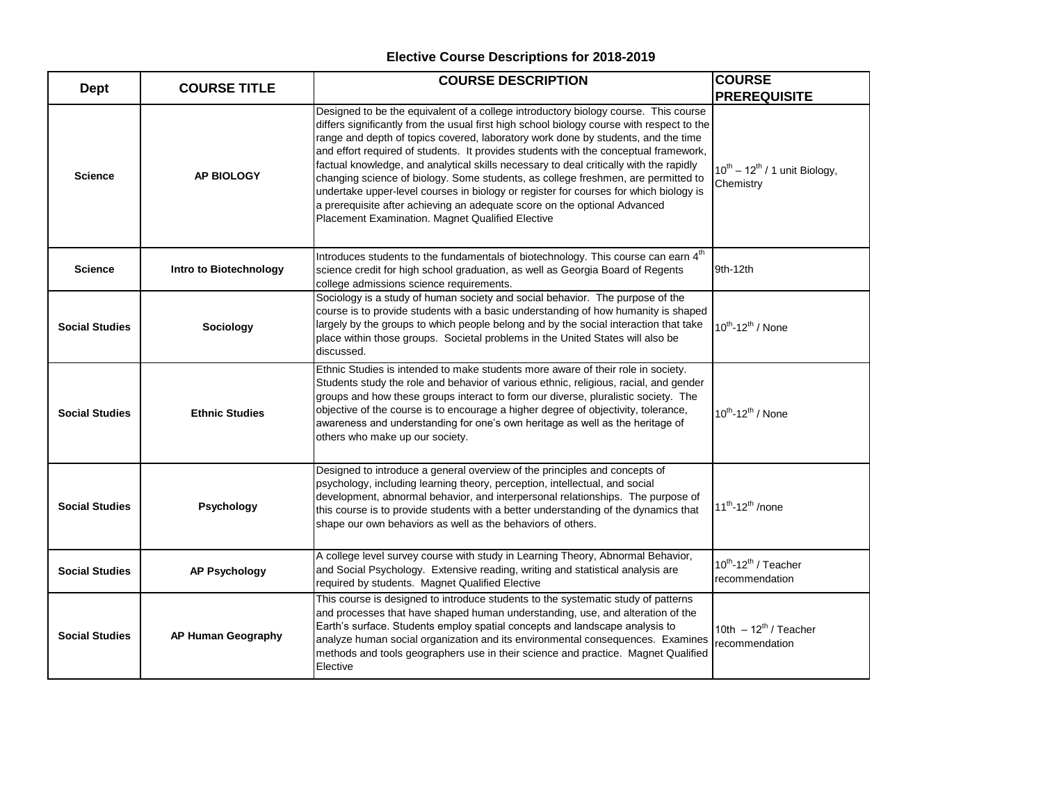# Elective Course Descriptions for 2018-2019

| Dept | COURSE TITLE | COURSE DESCRIPTION | COURSE PREREQUISITE |
|---|---|---|---|
| **Science** | **AP BIOLOGY** | Designed to be the equivalent of a college introductory biology course. This course differs significantly from the usual first high school biology course with respect to the range and depth of topics covered, laboratory work done by students, and the time and effort required of students. It provides students with the conceptual framework, factual knowledge, and analytical skills necessary to deal critically with the rapidly changing science of biology. Some students, as college freshmen, are permitted to undertake upper-level courses in biology or register for courses for which biology is a prerequisite after achieving an adequate score on the optional Advanced Placement Examination. Magnet Qualified Elective | $10^{th}$ – $12^{th}$ / 1 unit Biology, Chemistry |
| **Science** | **Intro to Biotechnology** | Introduces students to the fundamentals of biotechnology. This course can earn $4^{th}$ science credit for high school graduation, as well as Georgia Board of Regents college admissions science requirements. | 9th-12th |
| **Social Studies** | **Sociology** | Sociology is a study of human society and social behavior. The purpose of the course is to provide students with a basic understanding of how humanity is shaped largely by the groups to which people belong and by the social interaction that take place within those groups. Societal problems in the United States will also be discussed. | $10^{th}$-$12^{th}$ / None |
| **Social Studies** | **Ethnic Studies** | Ethnic Studies is intended to make students more aware of their role in society. Students study the role and behavior of various ethnic, religious, racial, and gender groups and how these groups interact to form our diverse, pluralistic society. The objective of the course is to encourage a higher degree of objectivity, tolerance, awareness and understanding for one's own heritage as well as the heritage of others who make up our society. | $10^{th}$-$12^{th}$ / None |
| **Social Studies** | **Psychology** | Designed to introduce a general overview of the principles and concepts of psychology, including learning theory, perception, intellectual, and social development, abnormal behavior, and interpersonal relationships. The purpose of this course is to provide students with a better understanding of the dynamics that shape our own behaviors as well as the behaviors of others. | $11^{th}$-$12^{th}$ /none |
| **Social Studies** | **AP Psychology** | A college level survey course with study in Learning Theory, Abnormal Behavior, and Social Psychology. Extensive reading, writing and statistical analysis are required by students. Magnet Qualified Elective | $10^{th}$-$12^{th}$ / Teacher recommendation |
| **Social Studies** | **AP Human Geography** | This course is designed to introduce students to the systematic study of patterns and processes that have shaped human understanding, use, and alteration of the Earth's surface. Students employ spatial concepts and landscape analysis to analyze human social organization and its environmental consequences. Examines methods and tools geographers use in their science and practice. Magnet Qualified Elective | 10th – $12^{th}$ / Teacher recommendation |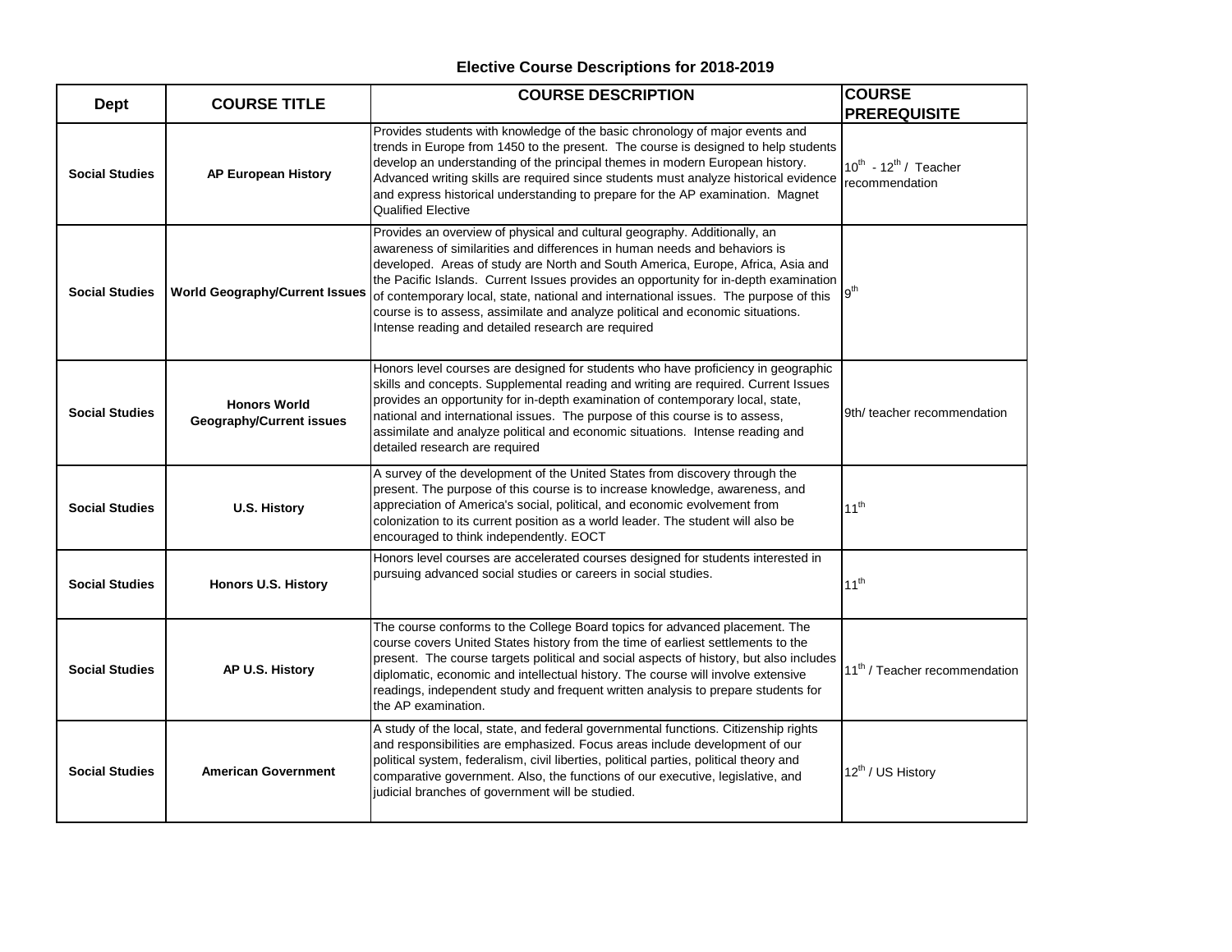# Elective Course Descriptions for 2018-2019

| Dept | COURSE TITLE | COURSE DESCRIPTION | COURSE PREREQUISITE |
|---|---|---|---|
| **Social Studies** | **AP European History** | Provides students with knowledge of the basic chronology of major events and trends in Europe from 1450 to the present. The course is designed to help students develop an understanding of the principal themes in modern European history. Advanced writing skills are required since students must analyze historical evidence and express historical understanding to prepare for the AP examination. Magnet Qualified Elective | $10^{th}$ - $12^{th}$ / Teacher recommendation |
| **Social Studies** | **World Geography/Current Issues** | Provides an overview of physical and cultural geography. Additionally, an awareness of similarities and differences in human needs and behaviors is developed. Areas of study are North and South America, Europe, Africa, Asia and the Pacific Islands. Current Issues provides an opportunity for in-depth examination of contemporary local, state, national and international issues. The purpose of this course is to assess, assimilate and analyze political and economic situations. Intense reading and detailed research are required | $9^{th}$ |
| **Social Studies** | **Honors World Geography/Current issues** | Honors level courses are designed for students who have proficiency in geographic skills and concepts. Supplemental reading and writing are required. Current Issues provides an opportunity for in-depth examination of contemporary local, state, national and international issues. The purpose of this course is to assess, assimilate and analyze political and economic situations. Intense reading and detailed research are required | 9th/ teacher recommendation |
| **Social Studies** | **U.S. History** | A survey of the development of the United States from discovery through the present. The purpose of this course is to increase knowledge, awareness, and appreciation of America's social, political, and economic evolvement from colonization to its current position as a world leader. The student will also be encouraged to think independently. EOCT | $11^{th}$ |
| **Social Studies** | **Honors U.S. History** | Honors level courses are accelerated courses designed for students interested in pursuing advanced social studies or careers in social studies. | $11^{th}$ |
| **Social Studies** | **AP U.S. History** | The course conforms to the College Board topics for advanced placement. The course covers United States history from the time of earliest settlements to the present. The course targets political and social aspects of history, but also includes diplomatic, economic and intellectual history. The course will involve extensive readings, independent study and frequent written analysis to prepare students for the AP examination. | $11^{th}$ / Teacher recommendation |
| **Social Studies** | **American Government** | A study of the local, state, and federal governmental functions. Citizenship rights and responsibilities are emphasized. Focus areas include development of our political system, federalism, civil liberties, political parties, political theory and comparative government. Also, the functions of our executive, legislative, and judicial branches of government will be studied. | $12^{th}$ / US History |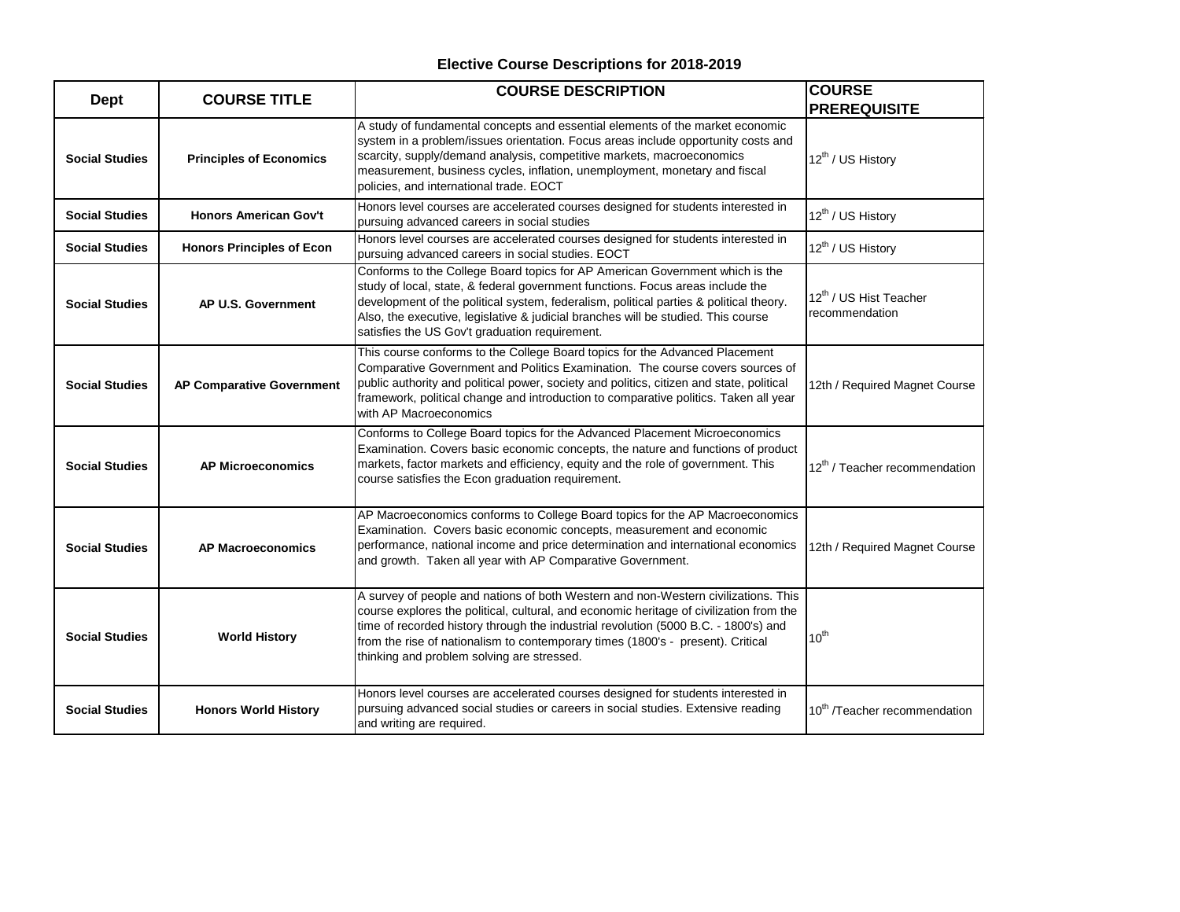# Elective Course Descriptions for 2018-2019

| Dept | COURSE TITLE | COURSE DESCRIPTION | COURSE PREREQUISITE |
|---|---|---|---|
| **Social Studies** | **Principles of Economics** | A study of fundamental concepts and essential elements of the market economic system in a problem/issues orientation. Focus areas include opportunity costs and scarcity, supply/demand analysis, competitive markets, macroeconomics measurement, business cycles, inflation, unemployment, monetary and fiscal policies, and international trade. EOCT | 12th / US History |
| **Social Studies** | **Honors American Gov't** | Honors level courses are accelerated courses designed for students interested in pursuing advanced careers in social studies | 12th / US History |
| **Social Studies** | **Honors Principles of Econ** | Honors level courses are accelerated courses designed for students interested in pursuing advanced careers in social studies. EOCT | 12th / US History |
| **Social Studies** | **AP U.S. Government** | Conforms to the College Board topics for AP American Government which is the study of local, state, & federal government functions. Focus areas include the development of the political system, federalism, political parties & political theory. Also, the executive, legislative & judicial branches will be studied. This course satisfies the US Gov't graduation requirement. | 12th / US Hist Teacher recommendation |
| **Social Studies** | **AP Comparative Government** | This course conforms to the College Board topics for the Advanced Placement Comparative Government and Politics Examination. The course covers sources of public authority and political power, society and politics, citizen and state, political framework, political change and introduction to comparative politics. Taken all year with AP Macroeconomics | 12th / Required Magnet Course |
| **Social Studies** | **AP Microeconomics** | Conforms to College Board topics for the Advanced Placement Microeconomics Examination. Covers basic economic concepts, the nature and functions of product markets, factor markets and efficiency, equity and the role of government. This course satisfies the Econ graduation requirement. | 12th / Teacher recommendation |
| **Social Studies** | **AP Macroeconomics** | AP Macroeconomics conforms to College Board topics for the AP Macroeconomics Examination. Covers basic economic concepts, measurement and economic performance, national income and price determination and international economics and growth. Taken all year with AP Comparative Government. | 12th / Required Magnet Course |
| **Social Studies** | **World History** | A survey of people and nations of both Western and non-Western civilizations. This course explores the political, cultural, and economic heritage of civilization from the time of recorded history through the industrial revolution (5000 B.C. - 1800's) and from the rise of nationalism to contemporary times (1800's - present). Critical thinking and problem solving are stressed. | 10th |
| **Social Studies** | **Honors World History** | Honors level courses are accelerated courses designed for students interested in pursuing advanced social studies or careers in social studies. Extensive reading and writing are required. | 10th /Teacher recommendation |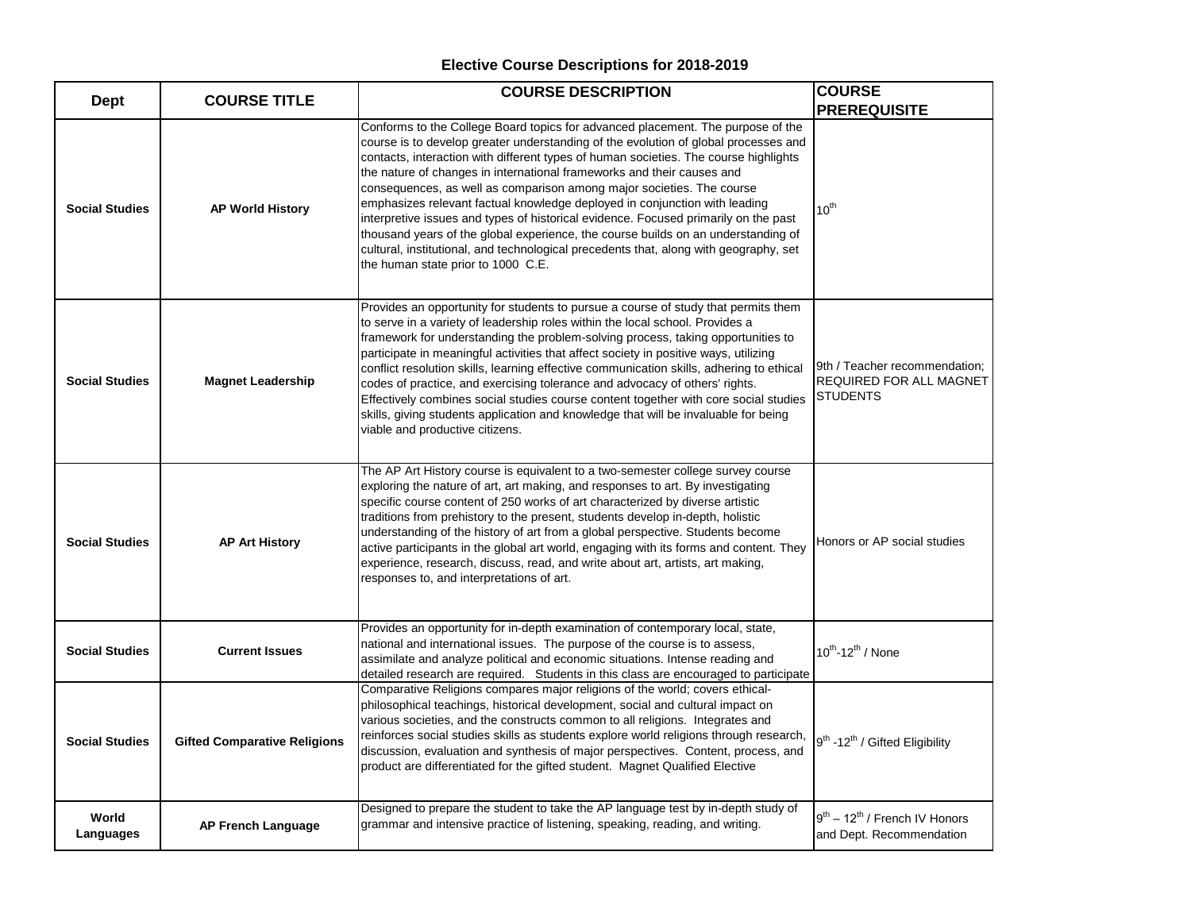## Elective Course Descriptions for 2018-2019

| Dept | COURSE TITLE | COURSE DESCRIPTION | COURSE PREREQUISITE |
|---|---|---|---|
| **Social Studies** | **AP World History** | Conforms to the College Board topics for advanced placement. The purpose of the course is to develop greater understanding of the evolution of global processes and contacts, interaction with different types of human societies. The course highlights the nature of changes in international frameworks and their causes and consequences, as well as comparison among major societies. The course emphasizes relevant factual knowledge deployed in conjunction with leading interpretive issues and types of historical evidence. Focused primarily on the past thousand years of the global experience, the course builds on an understanding of cultural, institutional, and technological precedents that, along with geography, set the human state prior to 1000 C.E. | 10th |
| **Social Studies** | **Magnet Leadership** | Provides an opportunity for students to pursue a course of study that permits them to serve in a variety of leadership roles within the local school. Provides a framework for understanding the problem-solving process, taking opportunities to participate in meaningful activities that affect society in positive ways, utilizing conflict resolution skills, learning effective communication skills, adhering to ethical codes of practice, and exercising tolerance and advocacy of others' rights. Effectively combines social studies course content together with core social studies skills, giving students application and knowledge that will be invaluable for being viable and productive citizens. | 9th / Teacher recommendation; REQUIRED FOR ALL MAGNET STUDENTS |
| **Social Studies** | **AP Art History** | The AP Art History course is equivalent to a two-semester college survey course exploring the nature of art, art making, and responses to art. By investigating specific course content of 250 works of art characterized by diverse artistic traditions from prehistory to the present, students develop in-depth, holistic understanding of the history of art from a global perspective. Students become active participants in the global art world, engaging with its forms and content. They experience, research, discuss, read, and write about art, artists, art making, responses to, and interpretations of art. | Honors or AP social studies |
| **Social Studies** | **Current Issues** | Provides an opportunity for in-depth examination of contemporary local, state, national and international issues. The purpose of the course is to assess, assimilate and analyze political and economic situations. Intense reading and detailed research are required. Students in this class are encouraged to participate | 10th-12th / None |
| **Social Studies** | **Gifted Comparative Religions** | Comparative Religions compares major religions of the world; covers ethical-philosophical teachings, historical development, social and cultural impact on various societies, and the constructs common to all religions. Integrates and reinforces social studies skills as students explore world religions through research, discussion, evaluation and synthesis of major perspectives. Content, process, and product are differentiated for the gifted student. Magnet Qualified Elective | 9th -12th / Gifted Eligibility |
| **World Languages** | **AP French Language** | Designed to prepare the student to take the AP language test by in-depth study of grammar and intensive practice of listening, speaking, reading, and writing. | 9th – 12th / French IV Honors and Dept. Recommendation |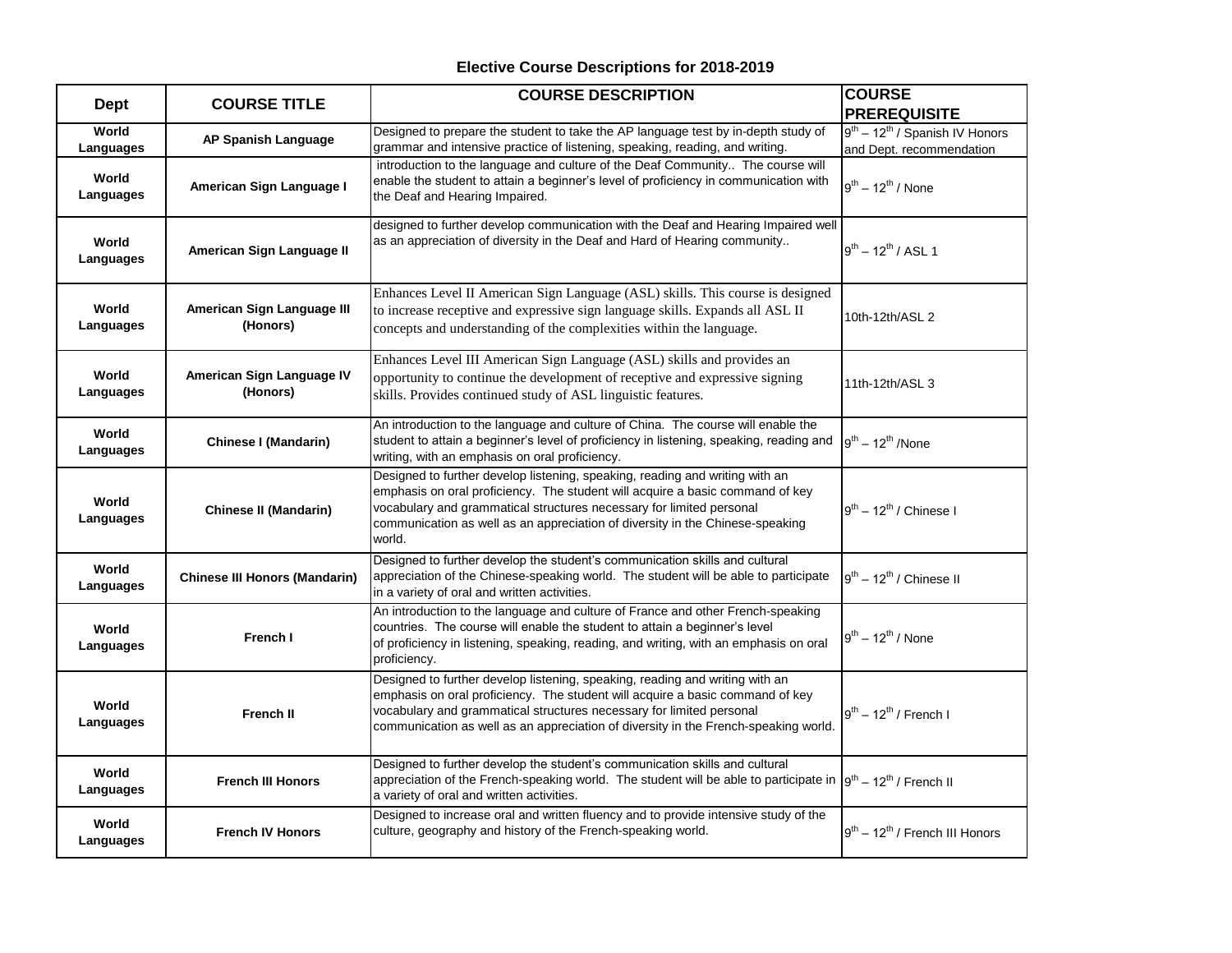## Elective Course Descriptions for 2018-2019

| Dept | COURSE TITLE | COURSE DESCRIPTION | COURSE PREREQUISITE |
|---|---|---|---|
| World Languages | AP Spanish Language | Designed to prepare the student to take the AP language test by in-depth study of grammar and intensive practice of listening, speaking, reading, and writing. | 9th – 12th / Spanish IV Honors and Dept. recommendation |
| World Languages | American Sign Language I | introduction to the language and culture of the Deaf Community.. The course will enable the student to attain a beginner's level of proficiency in communication with the Deaf and Hearing Impaired. | 9th – 12th / None |
| World Languages | American Sign Language II | designed to further develop communication with the Deaf and Hearing Impaired well as an appreciation of diversity in the Deaf and Hard of Hearing community.. | 9th – 12th / ASL 1 |
| World Languages | American Sign Language III (Honors) | Enhances Level II American Sign Language (ASL) skills. This course is designed to increase receptive and expressive sign language skills. Expands all ASL II concepts and understanding of the complexities within the language. | 10th-12th/ASL 2 |
| World Languages | American Sign Language IV (Honors) | Enhances Level III American Sign Language (ASL) skills and provides an opportunity to continue the development of receptive and expressive signing skills. Provides continued study of ASL linguistic features. | 11th-12th/ASL 3 |
| World Languages | Chinese I (Mandarin) | An introduction to the language and culture of China. The course will enable the student to attain a beginner's level of proficiency in listening, speaking, reading and writing, with an emphasis on oral proficiency. | 9th – 12th /None |
| World Languages | Chinese II (Mandarin) | Designed to further develop listening, speaking, reading and writing with an emphasis on oral proficiency. The student will acquire a basic command of key vocabulary and grammatical structures necessary for limited personal communication as well as an appreciation of diversity in the Chinese-speaking world. | 9th – 12th / Chinese I |
| World Languages | Chinese III Honors (Mandarin) | Designed to further develop the student's communication skills and cultural appreciation of the Chinese-speaking world. The student will be able to participate in a variety of oral and written activities. | 9th – 12th / Chinese II |
| World Languages | French I | An introduction to the language and culture of France and other French-speaking countries. The course will enable the student to attain a beginner's level of proficiency in listening, speaking, reading, and writing, with an emphasis on oral proficiency. | 9th – 12th / None |
| World Languages | French II | Designed to further develop listening, speaking, reading and writing with an emphasis on oral proficiency. The student will acquire a basic command of key vocabulary and grammatical structures necessary for limited personal communication as well as an appreciation of diversity in the French-speaking world. | 9th – 12th / French I |
| World Languages | French III Honors | Designed to further develop the student's communication skills and cultural appreciation of the French-speaking world. The student will be able to participate in a variety of oral and written activities. | 9th – 12th / French II |
| World Languages | French IV Honors | Designed to increase oral and written fluency and to provide intensive study of the culture, geography and history of the French-speaking world. | 9th – 12th / French III Honors |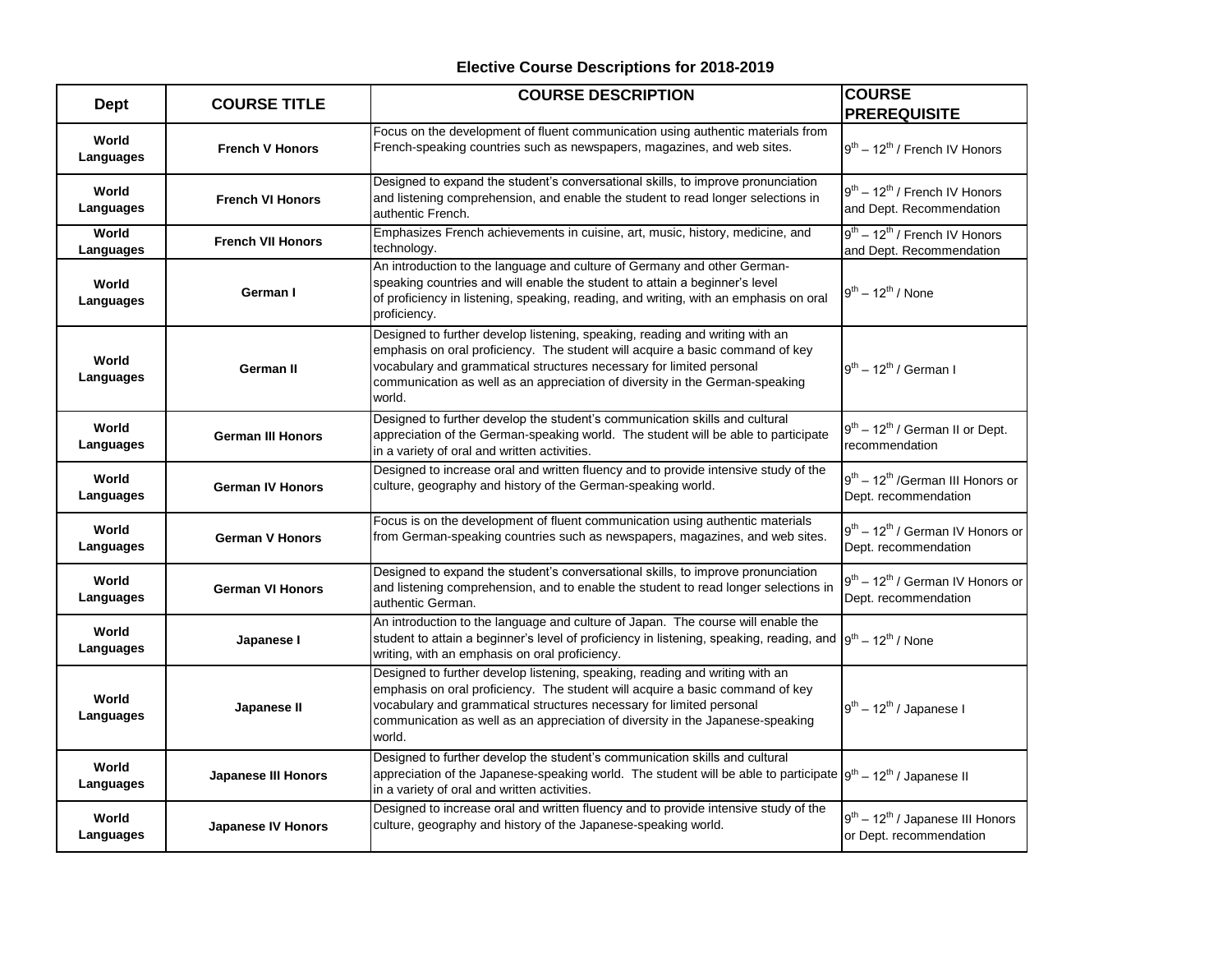## Elective Course Descriptions for 2018-2019

| Dept | COURSE TITLE | COURSE DESCRIPTION | COURSE PREREQUISITE |
|---|---|---|---|
| World Languages | French V Honors | Focus on the development of fluent communication using authentic materials from French-speaking countries such as newspapers, magazines, and web sites. | $9^{th}$ – $12^{th}$ / French IV Honors |
| World Languages | French VI Honors | Designed to expand the student's conversational skills, to improve pronunciation and listening comprehension, and enable the student to read longer selections in authentic French. | $9^{th}$ – $12^{th}$ / French IV Honors and Dept. Recommendation |
| World Languages | French VII Honors | Emphasizes French achievements in cuisine, art, music, history, medicine, and technology. | $9^{th}$ – $12^{th}$ / French IV Honors and Dept. Recommendation |
| World Languages | German I | An introduction to the language and culture of Germany and other German-speaking countries and will enable the student to attain a beginner's level of proficiency in listening, speaking, reading, and writing, with an emphasis on oral proficiency. | $9^{th}$ – $12^{th}$ / None |
| World Languages | German II | Designed to further develop listening, speaking, reading and writing with an emphasis on oral proficiency. The student will acquire a basic command of key vocabulary and grammatical structures necessary for limited personal communication as well as an appreciation of diversity in the German-speaking world. | $9^{th}$ – $12^{th}$ / German I |
| World Languages | German III Honors | Designed to further develop the student's communication skills and cultural appreciation of the German-speaking world. The student will be able to participate in a variety of oral and written activities. | $9^{th}$ – $12^{th}$ / German II or Dept. recommendation |
| World Languages | German IV Honors | Designed to increase oral and written fluency and to provide intensive study of the culture, geography and history of the German-speaking world. | $9^{th}$ – $12^{th}$ /German III Honors or Dept. recommendation |
| World Languages | German V Honors | Focus is on the development of fluent communication using authentic materials from German-speaking countries such as newspapers, magazines, and web sites. | $9^{th}$ – $12^{th}$ / German IV Honors or Dept. recommendation |
| World Languages | German VI Honors | Designed to expand the student's conversational skills, to improve pronunciation and listening comprehension, and to enable the student to read longer selections in authentic German. | $9^{th}$ – $12^{th}$ / German IV Honors or Dept. recommendation |
| World Languages | Japanese I | An introduction to the language and culture of Japan. The course will enable the student to attain a beginner's level of proficiency in listening, speaking, reading, and writing, with an emphasis on oral proficiency. | $9^{th}$ – $12^{th}$ / None |
| World Languages | Japanese II | Designed to further develop listening, speaking, reading and writing with an emphasis on oral proficiency. The student will acquire a basic command of key vocabulary and grammatical structures necessary for limited personal communication as well as an appreciation of diversity in the Japanese-speaking world. | $9^{th}$ – $12^{th}$ / Japanese I |
| World Languages | Japanese III Honors | Designed to further develop the student's communication skills and cultural appreciation of the Japanese-speaking world. The student will be able to participate in a variety of oral and written activities. | $9^{th}$ – $12^{th}$ / Japanese II |
| World Languages | Japanese IV Honors | Designed to increase oral and written fluency and to provide intensive study of the culture, geography and history of the Japanese-speaking world. | $9^{th}$ – $12^{th}$ / Japanese III Honors or Dept. recommendation |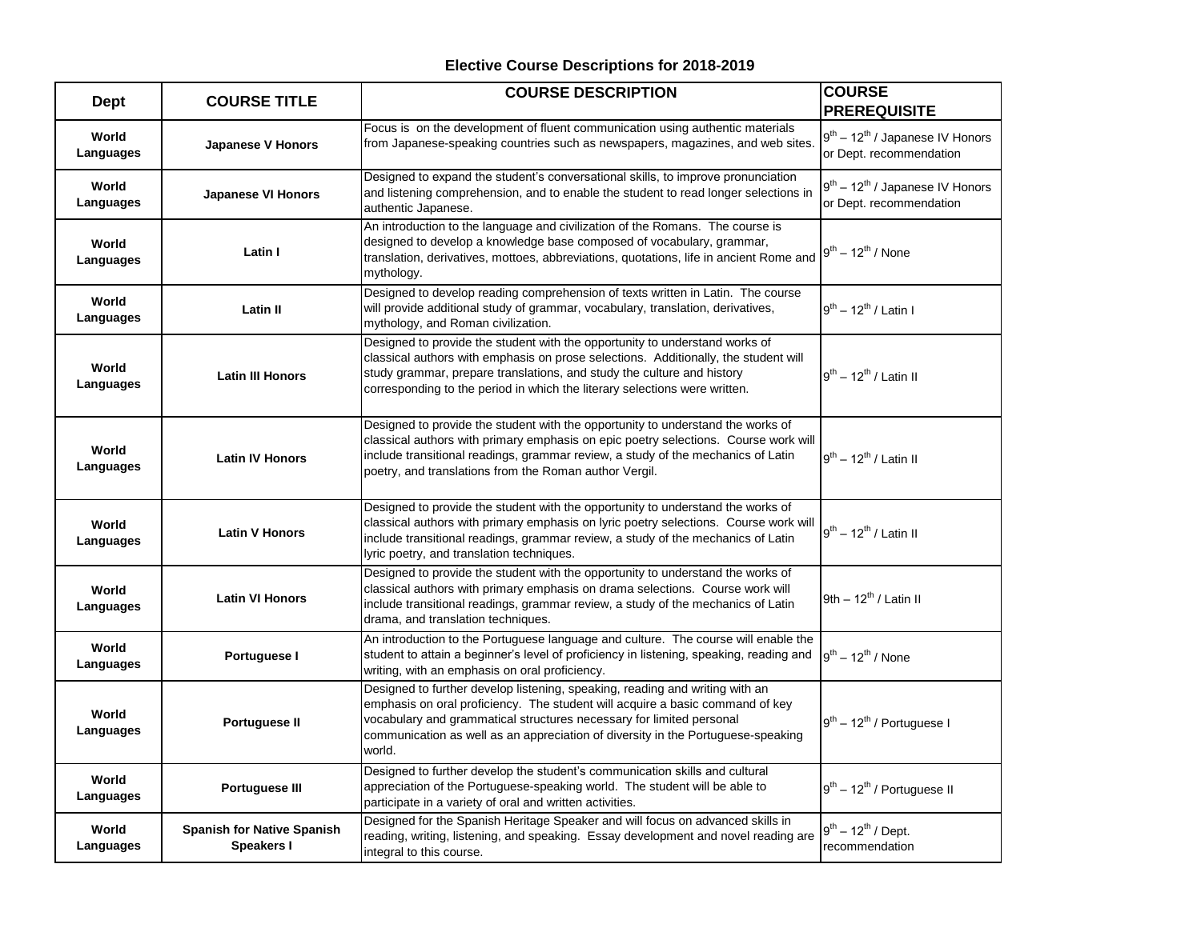## Elective Course Descriptions for 2018-2019

| Dept | COURSE TITLE | COURSE DESCRIPTION | COURSE PREREQUISITE |
|---|---|---|---|
| **World Languages** | **Japanese V Honors** | Focus is on the development of fluent communication using authentic materials from Japanese-speaking countries such as newspapers, magazines, and web sites. | $9^{th}$ – $12^{th}$ / Japanese IV Honors or Dept. recommendation |
| **World Languages** | **Japanese VI Honors** | Designed to expand the student's conversational skills, to improve pronunciation and listening comprehension, and to enable the student to read longer selections in authentic Japanese. | $9^{th}$ – $12^{th}$ / Japanese IV Honors or Dept. recommendation |
| **World Languages** | **Latin I** | An introduction to the language and civilization of the Romans. The course is designed to develop a knowledge base composed of vocabulary, grammar, translation, derivatives, mottoes, abbreviations, quotations, life in ancient Rome and mythology. | $9^{th}$ – $12^{th}$ / None |
| **World Languages** | **Latin II** | Designed to develop reading comprehension of texts written in Latin. The course will provide additional study of grammar, vocabulary, translation, derivatives, mythology, and Roman civilization. | $9^{th}$ – $12^{th}$ / Latin I |
| **World Languages** | **Latin III Honors** | Designed to provide the student with the opportunity to understand works of classical authors with emphasis on prose selections. Additionally, the student will study grammar, prepare translations, and study the culture and history corresponding to the period in which the literary selections were written. | $9^{th}$ – $12^{th}$ / Latin II |
| **World Languages** | **Latin IV Honors** | Designed to provide the student with the opportunity to understand the works of classical authors with primary emphasis on epic poetry selections. Course work will include transitional readings, grammar review, a study of the mechanics of Latin poetry, and translations from the Roman author Vergil. | $9^{th}$ – $12^{th}$ / Latin II |
| **World Languages** | **Latin V Honors** | Designed to provide the student with the opportunity to understand the works of classical authors with primary emphasis on lyric poetry selections. Course work will include transitional readings, grammar review, a study of the mechanics of Latin lyric poetry, and translation techniques. | $9^{th}$ – $12^{th}$ / Latin II |
| **World Languages** | **Latin VI Honors** | Designed to provide the student with the opportunity to understand the works of classical authors with primary emphasis on drama selections. Course work will include transitional readings, grammar review, a study of the mechanics of Latin drama, and translation techniques. | 9th – $12^{th}$ / Latin II |
| **World Languages** | **Portuguese I** | An introduction to the Portuguese language and culture. The course will enable the student to attain a beginner's level of proficiency in listening, speaking, reading and writing, with an emphasis on oral proficiency. | $9^{th}$ – $12^{th}$ / None |
| **World Languages** | **Portuguese II** | Designed to further develop listening, speaking, reading and writing with an emphasis on oral proficiency. The student will acquire a basic command of key vocabulary and grammatical structures necessary for limited personal communication as well as an appreciation of diversity in the Portuguese-speaking world. | $9^{th}$ – $12^{th}$ / Portuguese I |
| **World Languages** | **Portuguese III** | Designed to further develop the student's communication skills and cultural appreciation of the Portuguese-speaking world. The student will be able to participate in a variety of oral and written activities. | $9^{th}$ – $12^{th}$ / Portuguese II |
| **World Languages** | **Spanish for Native Spanish Speakers I** | Designed for the Spanish Heritage Speaker and will focus on advanced skills in reading, writing, listening, and speaking. Essay development and novel reading are integral to this course. | $9^{th}$ – $12^{th}$ / Dept. recommendation |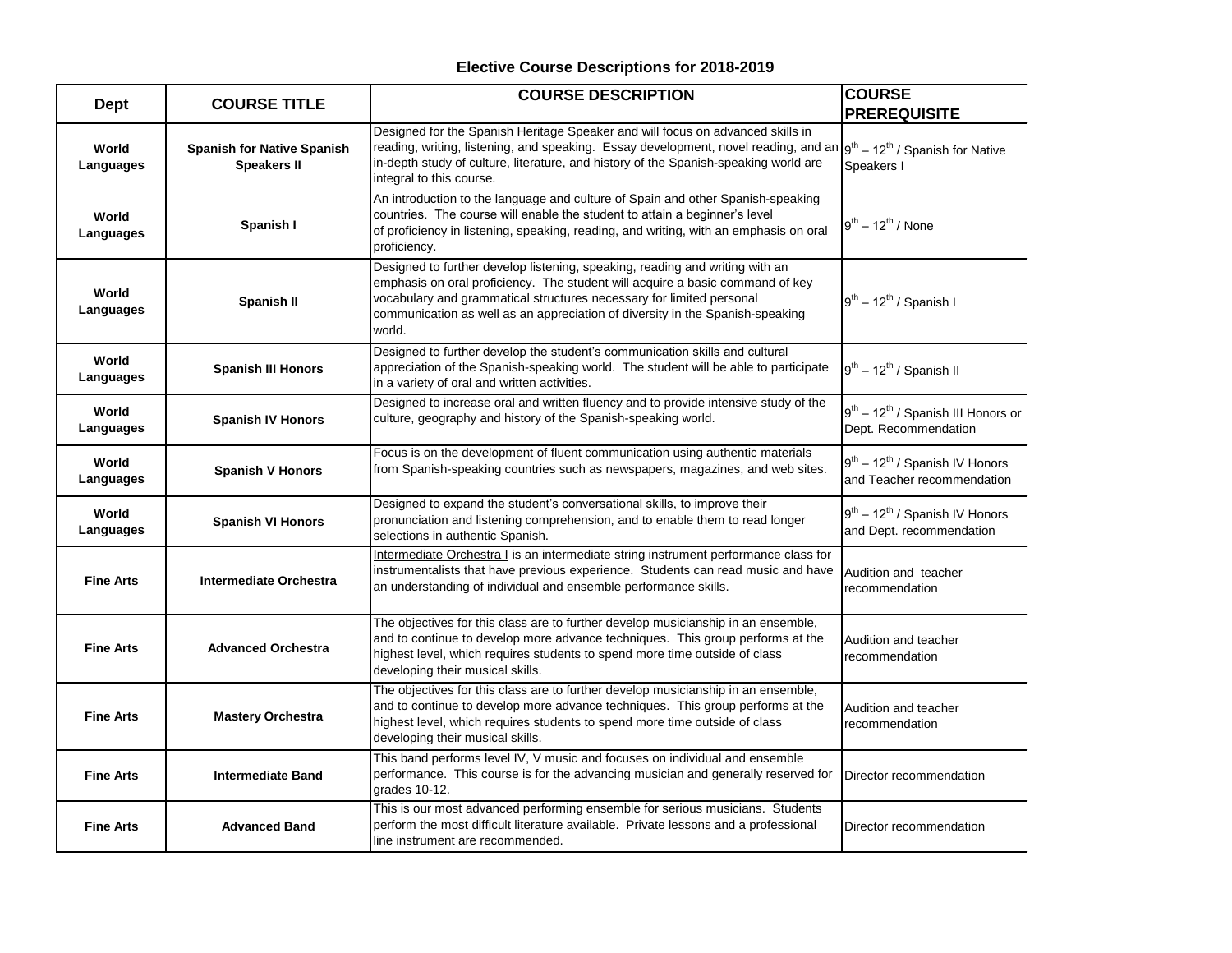## Elective Course Descriptions for 2018-2019

| Dept | COURSE TITLE | COURSE DESCRIPTION | COURSE PREREQUISITE |
|---|---|---|---|
| **World Languages** | **Spanish for Native Spanish Speakers II** | Designed for the Spanish Heritage Speaker and will focus on advanced skills in reading, writing, listening, and speaking. Essay development, novel reading, and an in-depth study of culture, literature, and history of the Spanish-speaking world are integral to this course. | 9th – 12th / Spanish for Native Speakers I |
| **World Languages** | **Spanish I** | An introduction to the language and culture of Spain and other Spanish-speaking countries. The course will enable the student to attain a beginner's level of proficiency in listening, speaking, reading, and writing, with an emphasis on oral proficiency. | 9th – 12th / None |
| **World Languages** | **Spanish II** | Designed to further develop listening, speaking, reading and writing with an emphasis on oral proficiency. The student will acquire a basic command of key vocabulary and grammatical structures necessary for limited personal communication as well as an appreciation of diversity in the Spanish-speaking world. | 9th – 12th / Spanish I |
| **World Languages** | **Spanish III Honors** | Designed to further develop the student's communication skills and cultural appreciation of the Spanish-speaking world. The student will be able to participate in a variety of oral and written activities. | 9th – 12th / Spanish II |
| **World Languages** | **Spanish IV Honors** | Designed to increase oral and written fluency and to provide intensive study of the culture, geography and history of the Spanish-speaking world. | 9th – 12th / Spanish III Honors or Dept. Recommendation |
| **World Languages** | **Spanish V Honors** | Focus is on the development of fluent communication using authentic materials from Spanish-speaking countries such as newspapers, magazines, and web sites. | 9th – 12th / Spanish IV Honors and Teacher recommendation |
| **World Languages** | **Spanish VI Honors** | Designed to expand the student's conversational skills, to improve their pronunciation and listening comprehension, and to enable them to read longer selections in authentic Spanish. | 9th – 12th / Spanish IV Honors and Dept. recommendation |
| **Fine Arts** | **Intermediate Orchestra** | Intermediate Orchestra I is an intermediate string instrument performance class for instrumentalists that have previous experience. Students can read music and have an understanding of individual and ensemble performance skills. | Audition and teacher recommendation |
| **Fine Arts** | **Advanced Orchestra** | The objectives for this class are to further develop musicianship in an ensemble, and to continue to develop more advance techniques. This group performs at the highest level, which requires students to spend more time outside of class developing their musical skills. | Audition and teacher recommendation |
| **Fine Arts** | **Mastery Orchestra** | The objectives for this class are to further develop musicianship in an ensemble, and to continue to develop more advance techniques. This group performs at the highest level, which requires students to spend more time outside of class developing their musical skills. | Audition and teacher recommendation |
| **Fine Arts** | **Intermediate Band** | This band performs level IV, V music and focuses on individual and ensemble performance. This course is for the advancing musician and generally reserved for grades 10-12. | Director recommendation |
| **Fine Arts** | **Advanced Band** | This is our most advanced performing ensemble for serious musicians. Students perform the most difficult literature available. Private lessons and a professional line instrument are recommended. | Director recommendation |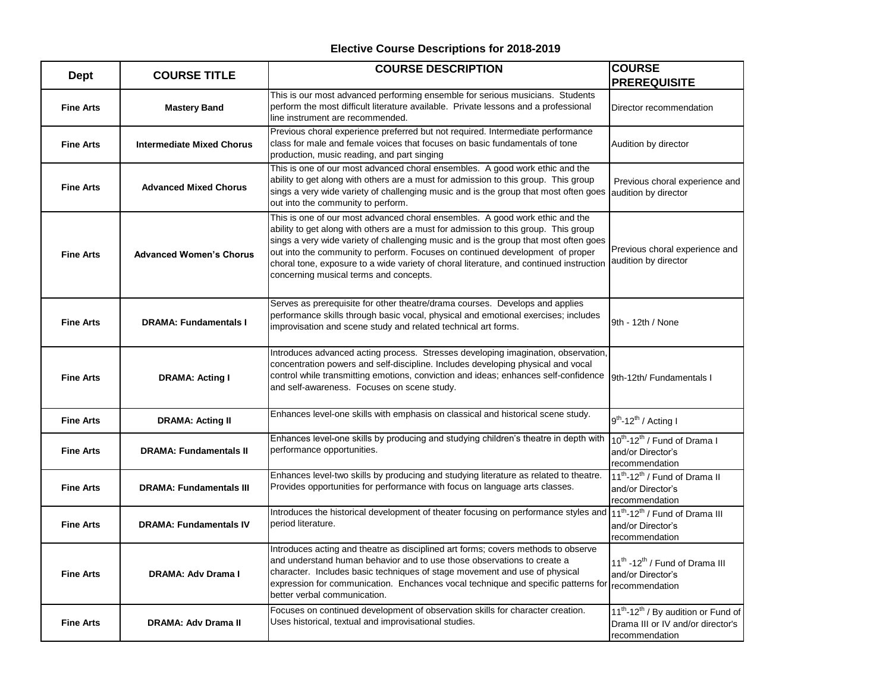# Elective Course Descriptions for 2018-2019

| Dept | COURSE TITLE | COURSE DESCRIPTION | COURSE PREREQUISITE |
|---|---|---|---|
| **Fine Arts** | **Mastery Band** | This is our most advanced performing ensemble for serious musicians. Students perform the most difficult literature available. Private lessons and a professional line instrument are recommended. | Director recommendation |
| **Fine Arts** | **Intermediate Mixed Chorus** | Previous choral experience preferred but not required. Intermediate performance class for male and female voices that focuses on basic fundamentals of tone production, music reading, and part singing | Audition by director |
| **Fine Arts** | **Advanced Mixed Chorus** | This is one of our most advanced choral ensembles. A good work ethic and the ability to get along with others are a must for admission to this group. This group sings a very wide variety of challenging music and is the group that most often goes out into the community to perform. | Previous choral experience and audition by director |
| **Fine Arts** | **Advanced Women's Chorus** | This is one of our most advanced choral ensembles. A good work ethic and the ability to get along with others are a must for admission to this group. This group sings a very wide variety of challenging music and is the group that most often goes out into the community to perform. Focuses on continued development of proper choral tone, exposure to a wide variety of choral literature, and continued instruction concerning musical terms and concepts. | Previous choral experience and audition by director |
| **Fine Arts** | **DRAMA: Fundamentals I** | Serves as prerequisite for other theatre/drama courses. Develops and applies performance skills through basic vocal, physical and emotional exercises; includes improvisation and scene study and related technical art forms. | 9th - 12th / None |
| **Fine Arts** | **DRAMA: Acting I** | Introduces advanced acting process. Stresses developing imagination, observation, concentration powers and self-discipline. Includes developing physical and vocal control while transmitting emotions, conviction and ideas; enhances self-confidence and self-awareness. Focuses on scene study. | 9th-12th/ Fundamentals I |
| **Fine Arts** | **DRAMA: Acting II** | Enhances level-one skills with emphasis on classical and historical scene study. | 9th-12th / Acting I |
| **Fine Arts** | **DRAMA: Fundamentals II** | Enhances level-one skills by producing and studying children's theatre in depth with performance opportunities. | 10th-12th / Fund of Drama I and/or Director's recommendation |
| **Fine Arts** | **DRAMA: Fundamentals III** | Enhances level-two skills by producing and studying literature as related to theatre. Provides opportunities for performance with focus on language arts classes. | 11th-12th / Fund of Drama II and/or Director's recommendation |
| **Fine Arts** | **DRAMA: Fundamentals IV** | Introduces the historical development of theater focusing on performance styles and period literature. | 11th-12th / Fund of Drama III and/or Director's recommendation |
| **Fine Arts** | **DRAMA: Adv Drama I** | Introduces acting and theatre as disciplined art forms; covers methods to observe and understand human behavior and to use those observations to create a character. Includes basic techniques of stage movement and use of physical expression for communication. Enchances vocal technique and specific patterns for better verbal communication. | 11th -12th / Fund of Drama III and/or Director's recommendation |
| **Fine Arts** | **DRAMA: Adv Drama II** | Focuses on continued development of observation skills for character creation. Uses historical, textual and improvisational studies. | 11th-12th / By audition or Fund of Drama III or IV and/or director's recommendation |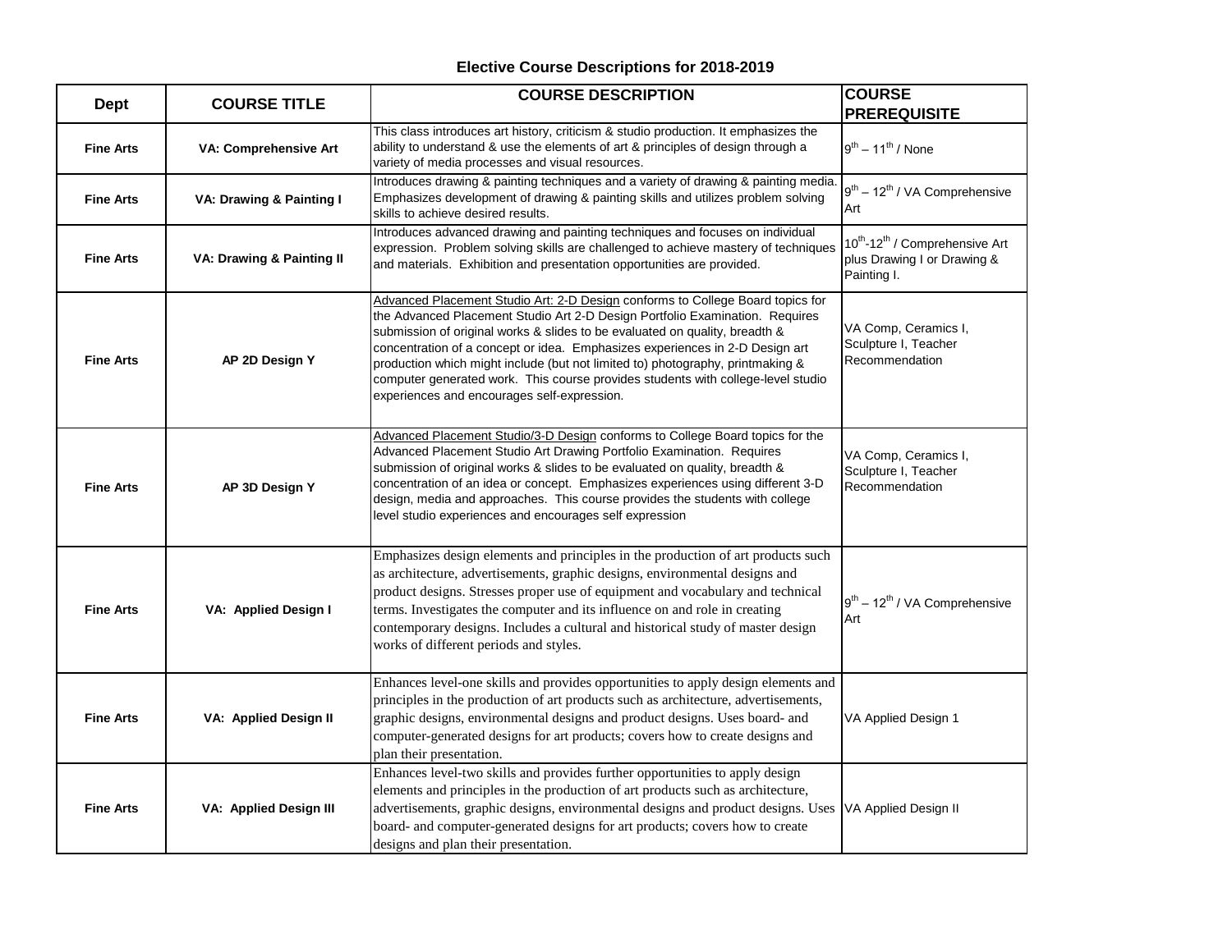# Elective Course Descriptions for 2018-2019

| Dept | COURSE TITLE | COURSE DESCRIPTION | COURSE PREREQUISITE |
|---|---|---|---|
| **Fine Arts** | **VA: Comprehensive Art** | This class introduces art history, criticism & studio production. It emphasizes the ability to understand & use the elements of art & principles of design through a variety of media processes and visual resources. | $9^{th}$ – $11^{th}$ / None |
| **Fine Arts** | **VA: Drawing & Painting I** | Introduces drawing & painting techniques and a variety of drawing & painting media. Emphasizes development of drawing & painting skills and utilizes problem solving skills to achieve desired results. | $9^{th}$ – $12^{th}$ / VA Comprehensive Art |
| **Fine Arts** | **VA: Drawing & Painting II** | Introduces advanced drawing and painting techniques and focuses on individual expression. Problem solving skills are challenged to achieve mastery of techniques and materials. Exhibition and presentation opportunities are provided. | $10^{th}$-$12^{th}$ / Comprehensive Art plus Drawing I or Drawing & Painting I. |
| **Fine Arts** | **AP 2D Design Y** | Advanced Placement Studio Art: 2-D Design conforms to College Board topics for the Advanced Placement Studio Art 2-D Design Portfolio Examination. Requires submission of original works & slides to be evaluated on quality, breadth & concentration of a concept or idea. Emphasizes experiences in 2-D Design art production which might include (but not limited to) photography, printmaking & computer generated work. This course provides students with college-level studio experiences and encourages self-expression. | VA Comp, Ceramics I, Sculpture I, Teacher Recommendation |
| **Fine Arts** | **AP 3D Design Y** | Advanced Placement Studio/3-D Design conforms to College Board topics for the Advanced Placement Studio Art Drawing Portfolio Examination. Requires submission of original works & slides to be evaluated on quality, breadth & concentration of an idea or concept. Emphasizes experiences using different 3-D design, media and approaches. This course provides the students with college level studio experiences and encourages self expression | VA Comp, Ceramics I, Sculpture I, Teacher Recommendation |
| **Fine Arts** | **VA: Applied Design I** | Emphasizes design elements and principles in the production of art products such as architecture, advertisements, graphic designs, environmental designs and product designs. Stresses proper use of equipment and vocabulary and technical terms. Investigates the computer and its influence on and role in creating contemporary designs. Includes a cultural and historical study of master design works of different periods and styles. | $9^{th}$ – $12^{th}$ / VA Comprehensive Art |
| **Fine Arts** | **VA: Applied Design II** | Enhances level-one skills and provides opportunities to apply design elements and principles in the production of art products such as architecture, advertisements, graphic designs, environmental designs and product designs. Uses board- and computer-generated designs for art products; covers how to create designs and plan their presentation. | VA Applied Design 1 |
| **Fine Arts** | **VA: Applied Design III** | Enhances level-two skills and provides further opportunities to apply design elements and principles in the production of art products such as architecture, advertisements, graphic designs, environmental designs and product designs. Uses board- and computer-generated designs for art products; covers how to create designs and plan their presentation. | VA Applied Design II |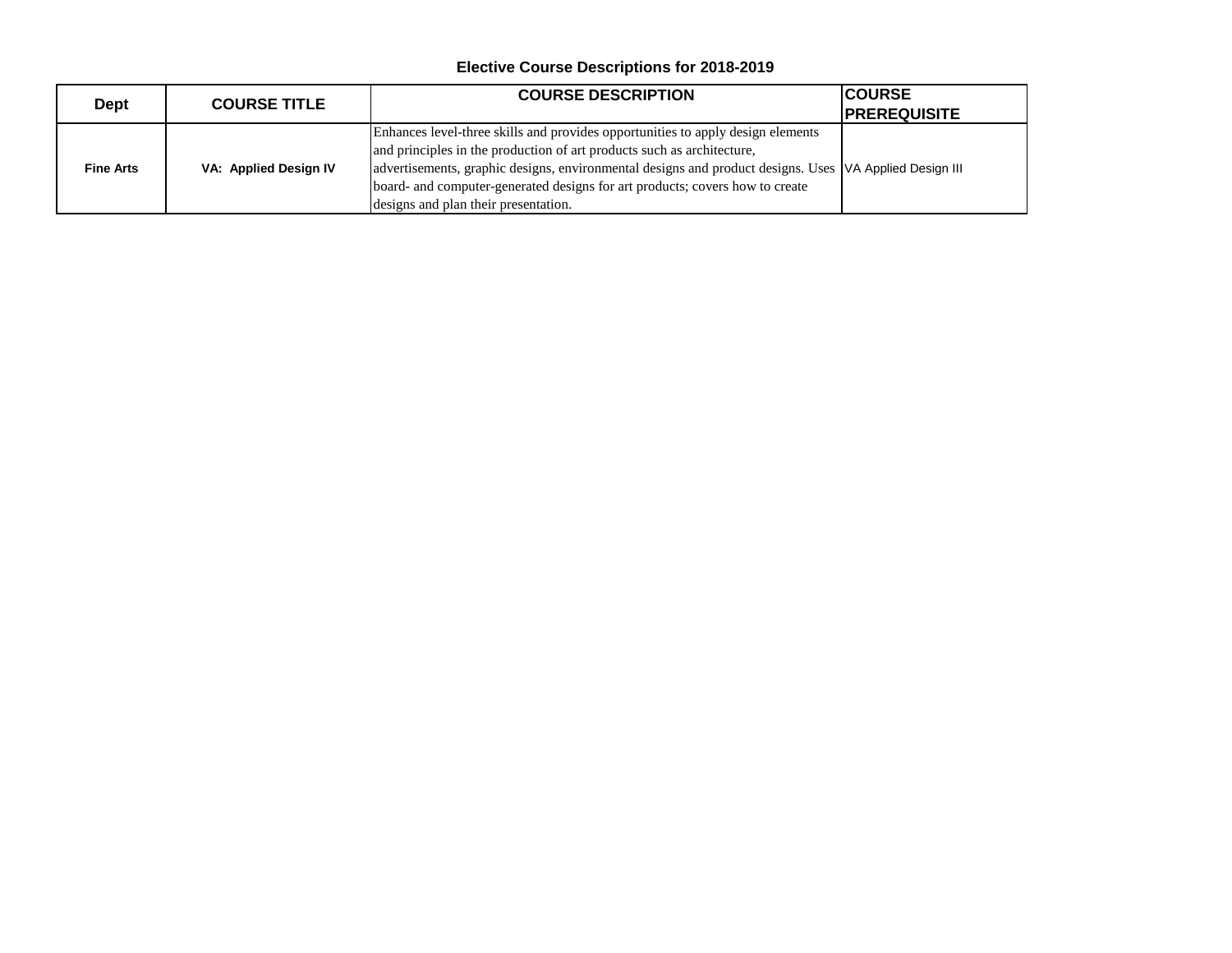## Elective Course Descriptions for 2018-2019

| Dept | COURSE TITLE | COURSE DESCRIPTION | COURSE PREREQUISITE |
|---|---|---|---|
| Fine Arts | VA: Applied Design IV | Enhances level-three skills and provides opportunities to apply design elements and principles in the production of art products such as architecture, advertisements, graphic designs, environmental designs and product designs. Uses board- and computer-generated designs for art products; covers how to create designs and plan their presentation. | VA Applied Design III |